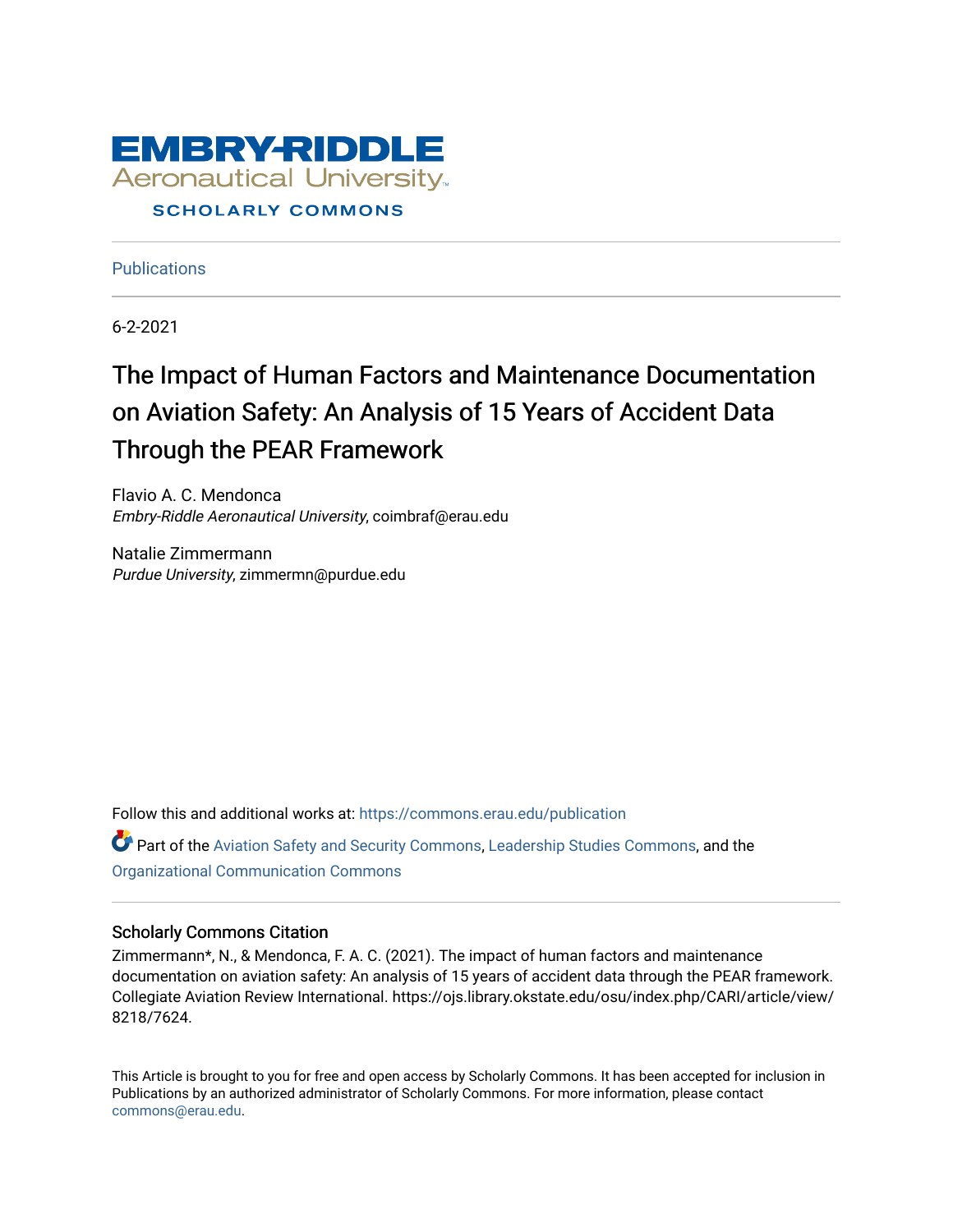# EMBRY-RIDDLE Aeronautical University

SCHOLARLY COMMONS

Publications

6-2-2021

# The Impact of Human Factors and Maintenance Documentation on Aviation Safety: An Analysis of 15 Years of Accident Data Through the PEAR Framework

Flavio A. C. Mendonca
*Embry-Riddle Aeronautical University*, coimbraf@erau.edu

Natalie Zimmermann
*Purdue University*, zimmermn@purdue.edu

Follow this and additional works at: https://commons.erau.edu/publication

Part of the Aviation Safety and Security Commons, Leadership Studies Commons, and the Organizational Communication Commons

## Scholarly Commons Citation

Zimmermann*, N., & Mendonca, F. A. C. (2021). The impact of human factors and maintenance documentation on aviation safety: An analysis of 15 years of accident data through the PEAR framework. Collegiate Aviation Review International. https://ojs.library.okstate.edu/osu/index.php/CARI/article/view/8218/7624.

This Article is brought to you for free and open access by Scholarly Commons. It has been accepted for inclusion in Publications by an authorized administrator of Scholarly Commons. For more information, please contact commons@erau.edu.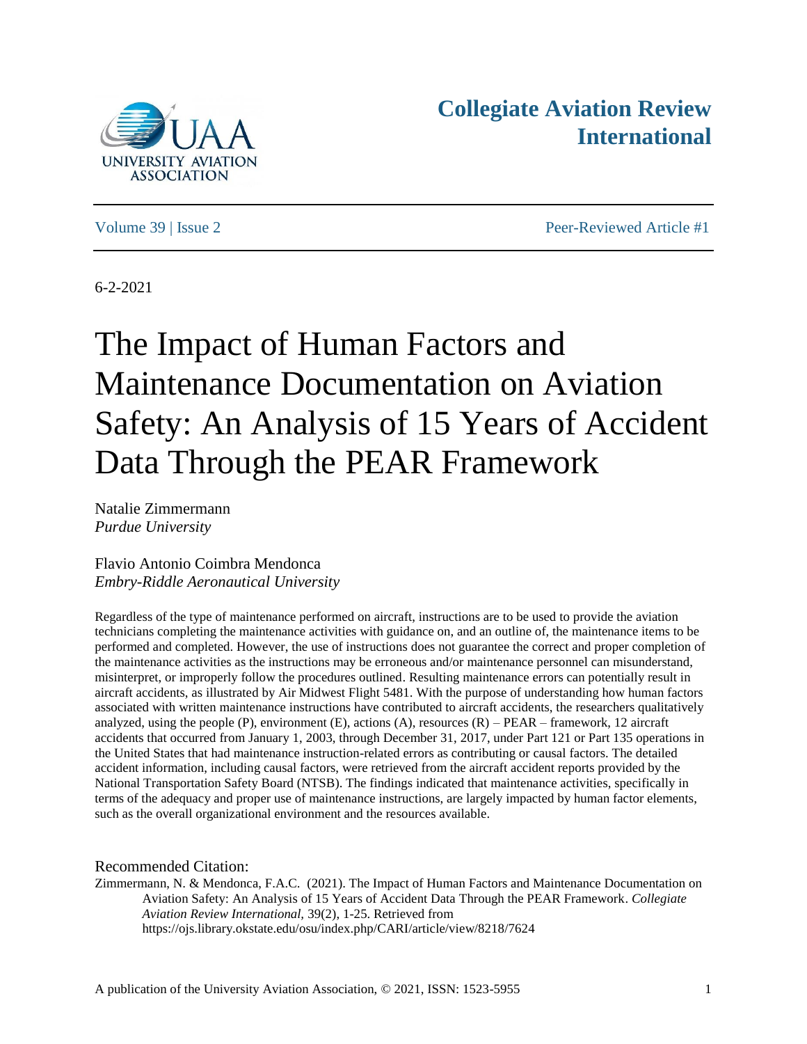6-2-2021

# The Impact of Human Factors and Maintenance Documentation on Aviation Safety: An Analysis of 15 Years of Accident Data Through the PEAR Framework

Natalie Zimmermann
*Purdue University*

Flavio Antonio Coimbra Mendonca
*Embry-Riddle Aeronautical University*

Regardless of the type of maintenance performed on aircraft, instructions are to be used to provide the aviation technicians completing the maintenance activities with guidance on, and an outline of, the maintenance items to be performed and completed. However, the use of instructions does not guarantee the correct and proper completion of the maintenance activities as the instructions may be erroneous and/or maintenance personnel can misunderstand, misinterpret, or improperly follow the procedures outlined. Resulting maintenance errors can potentially result in aircraft accidents, as illustrated by Air Midwest Flight 5481. With the purpose of understanding how human factors associated with written maintenance instructions have contributed to aircraft accidents, the researchers qualitatively analyzed, using the people (P), environment (E), actions (A), resources (R) – PEAR – framework, 12 aircraft accidents that occurred from January 1, 2003, through December 31, 2017, under Part 121 or Part 135 operations in the United States that had maintenance instruction-related errors as contributing or causal factors. The detailed accident information, including causal factors, were retrieved from the aircraft accident reports provided by the National Transportation Safety Board (NTSB). The findings indicated that maintenance activities, specifically in terms of the adequacy and proper use of maintenance instructions, are largely impacted by human factor elements, such as the overall organizational environment and the resources available.

Recommended Citation:
Zimmermann, N. & Mendonca, F.A.C. (2021). The Impact of Human Factors and Maintenance Documentation on Aviation Safety: An Analysis of 15 Years of Accident Data Through the PEAR Framework. *Collegiate Aviation Review International,* 39(2), 1-25. Retrieved from https://ojs.library.okstate.edu/osu/index.php/CARI/article/view/8218/7624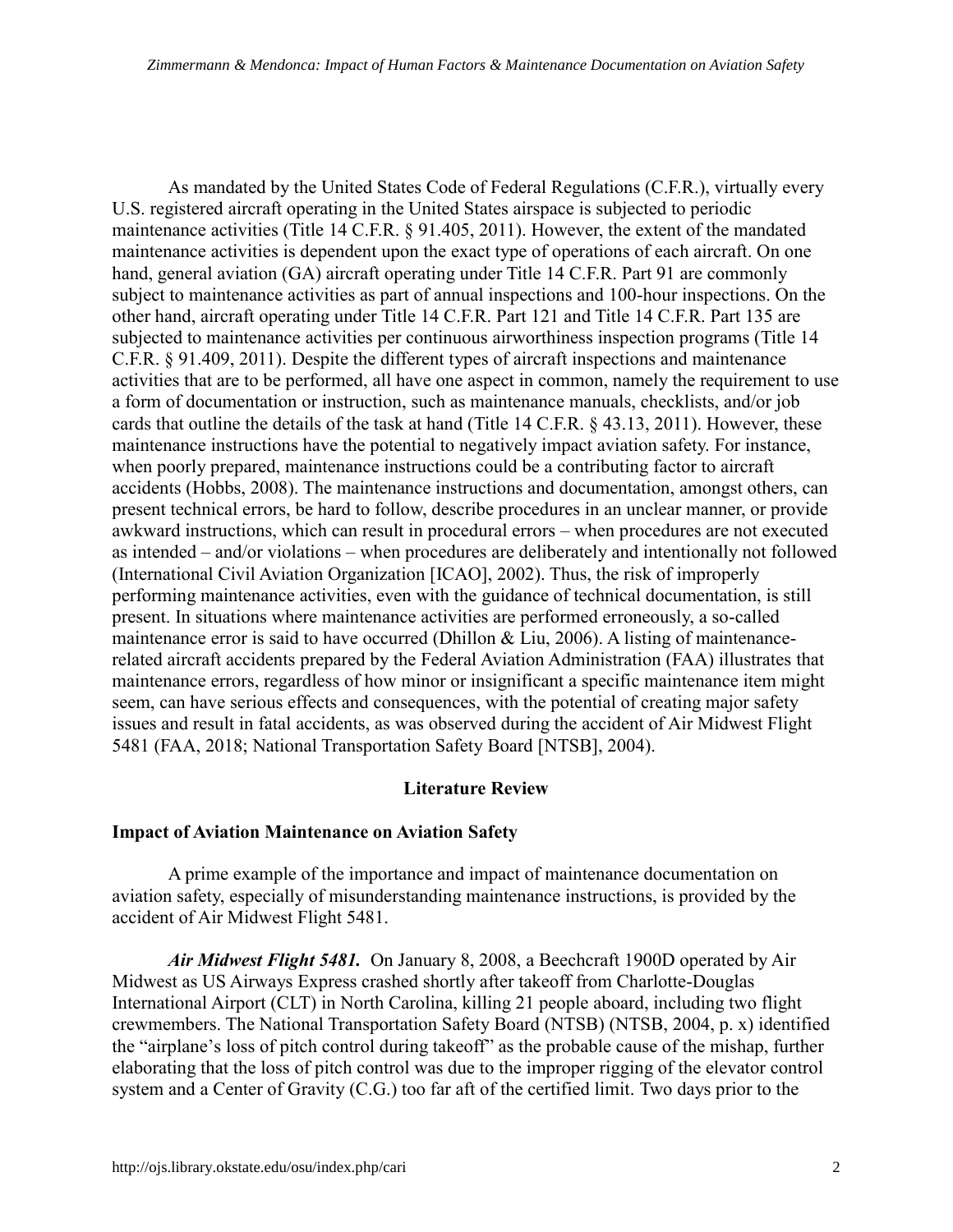As mandated by the United States Code of Federal Regulations (C.F.R.), virtually every U.S. registered aircraft operating in the United States airspace is subjected to periodic maintenance activities (Title 14 C.F.R. § 91.405, 2011). However, the extent of the mandated maintenance activities is dependent upon the exact type of operations of each aircraft. On one hand, general aviation (GA) aircraft operating under Title 14 C.F.R. Part 91 are commonly subject to maintenance activities as part of annual inspections and 100-hour inspections. On the other hand, aircraft operating under Title 14 C.F.R. Part 121 and Title 14 C.F.R. Part 135 are subjected to maintenance activities per continuous airworthiness inspection programs (Title 14 C.F.R. § 91.409, 2011). Despite the different types of aircraft inspections and maintenance activities that are to be performed, all have one aspect in common, namely the requirement to use a form of documentation or instruction, such as maintenance manuals, checklists, and/or job cards that outline the details of the task at hand (Title 14 C.F.R. § 43.13, 2011). However, these maintenance instructions have the potential to negatively impact aviation safety. For instance, when poorly prepared, maintenance instructions could be a contributing factor to aircraft accidents (Hobbs, 2008). The maintenance instructions and documentation, amongst others, can present technical errors, be hard to follow, describe procedures in an unclear manner, or provide awkward instructions, which can result in procedural errors – when procedures are not executed as intended – and/or violations – when procedures are deliberately and intentionally not followed (International Civil Aviation Organization [ICAO], 2002). Thus, the risk of improperly performing maintenance activities, even with the guidance of technical documentation, is still present. In situations where maintenance activities are performed erroneously, a so-called maintenance error is said to have occurred (Dhillon & Liu, 2006). A listing of maintenance-related aircraft accidents prepared by the Federal Aviation Administration (FAA) illustrates that maintenance errors, regardless of how minor or insignificant a specific maintenance item might seem, can have serious effects and consequences, with the potential of creating major safety issues and result in fatal accidents, as was observed during the accident of Air Midwest Flight 5481 (FAA, 2018; National Transportation Safety Board [NTSB], 2004).

## Literature Review

### Impact of Aviation Maintenance on Aviation Safety

A prime example of the importance and impact of maintenance documentation on aviation safety, especially of misunderstanding maintenance instructions, is provided by the accident of Air Midwest Flight 5481.

***Air Midwest Flight 5481.*** On January 8, 2008, a Beechcraft 1900D operated by Air Midwest as US Airways Express crashed shortly after takeoff from Charlotte-Douglas International Airport (CLT) in North Carolina, killing 21 people aboard, including two flight crewmembers. The National Transportation Safety Board (NTSB) (NTSB, 2004, p. x) identified the "airplane's loss of pitch control during takeoff" as the probable cause of the mishap, further elaborating that the loss of pitch control was due to the improper rigging of the elevator control system and a Center of Gravity (C.G.) too far aft of the certified limit. Two days prior to the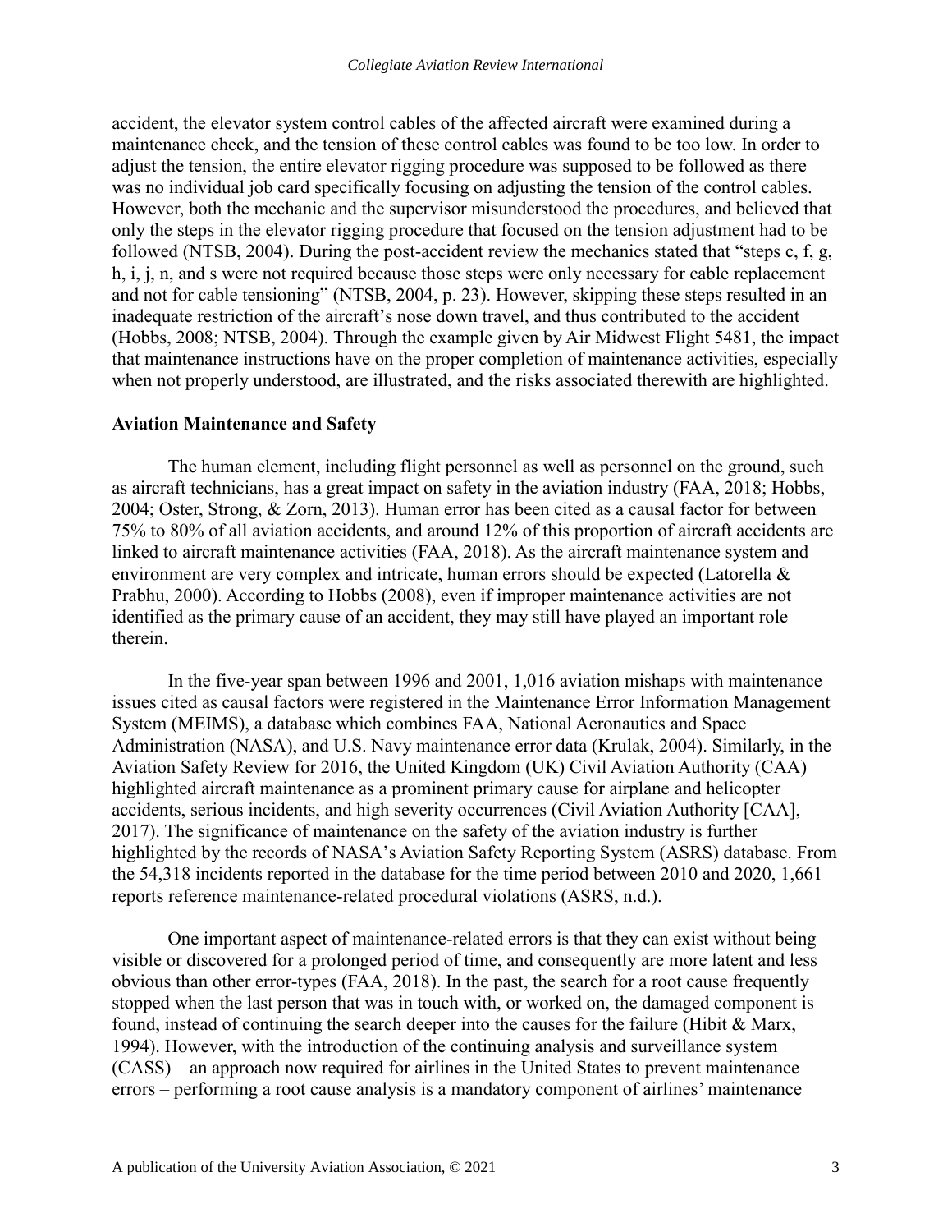accident, the elevator system control cables of the affected aircraft were examined during a maintenance check, and the tension of these control cables was found to be too low. In order to adjust the tension, the entire elevator rigging procedure was supposed to be followed as there was no individual job card specifically focusing on adjusting the tension of the control cables. However, both the mechanic and the supervisor misunderstood the procedures, and believed that only the steps in the elevator rigging procedure that focused on the tension adjustment had to be followed (NTSB, 2004). During the post-accident review the mechanics stated that "steps c, f, g, h, i, j, n, and s were not required because those steps were only necessary for cable replacement and not for cable tensioning" (NTSB, 2004, p. 23). However, skipping these steps resulted in an inadequate restriction of the aircraft's nose down travel, and thus contributed to the accident (Hobbs, 2008; NTSB, 2004). Through the example given by Air Midwest Flight 5481, the impact that maintenance instructions have on the proper completion of maintenance activities, especially when not properly understood, are illustrated, and the risks associated therewith are highlighted.

## Aviation Maintenance and Safety

The human element, including flight personnel as well as personnel on the ground, such as aircraft technicians, has a great impact on safety in the aviation industry (FAA, 2018; Hobbs, 2004; Oster, Strong, & Zorn, 2013). Human error has been cited as a causal factor for between 75% to 80% of all aviation accidents, and around 12% of this proportion of aircraft accidents are linked to aircraft maintenance activities (FAA, 2018). As the aircraft maintenance system and environment are very complex and intricate, human errors should be expected (Latorella & Prabhu, 2000). According to Hobbs (2008), even if improper maintenance activities are not identified as the primary cause of an accident, they may still have played an important role therein.

In the five-year span between 1996 and 2001, 1,016 aviation mishaps with maintenance issues cited as causal factors were registered in the Maintenance Error Information Management System (MEIMS), a database which combines FAA, National Aeronautics and Space Administration (NASA), and U.S. Navy maintenance error data (Krulak, 2004). Similarly, in the Aviation Safety Review for 2016, the United Kingdom (UK) Civil Aviation Authority (CAA) highlighted aircraft maintenance as a prominent primary cause for airplane and helicopter accidents, serious incidents, and high severity occurrences (Civil Aviation Authority [CAA], 2017). The significance of maintenance on the safety of the aviation industry is further highlighted by the records of NASA's Aviation Safety Reporting System (ASRS) database. From the 54,318 incidents reported in the database for the time period between 2010 and 2020, 1,661 reports reference maintenance-related procedural violations (ASRS, n.d.).

One important aspect of maintenance-related errors is that they can exist without being visible or discovered for a prolonged period of time, and consequently are more latent and less obvious than other error-types (FAA, 2018). In the past, the search for a root cause frequently stopped when the last person that was in touch with, or worked on, the damaged component is found, instead of continuing the search deeper into the causes for the failure (Hibit & Marx, 1994). However, with the introduction of the continuing analysis and surveillance system (CASS) – an approach now required for airlines in the United States to prevent maintenance errors – performing a root cause analysis is a mandatory component of airlines' maintenance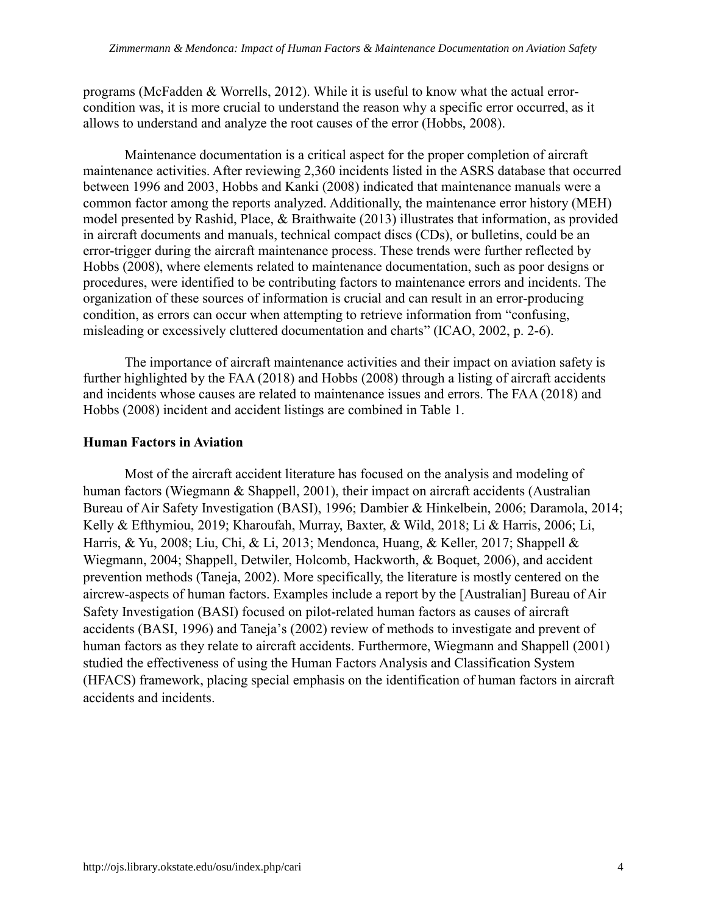programs (McFadden & Worrells, 2012). While it is useful to know what the actual error-condition was, it is more crucial to understand the reason why a specific error occurred, as it allows to understand and analyze the root causes of the error (Hobbs, 2008).

Maintenance documentation is a critical aspect for the proper completion of aircraft maintenance activities. After reviewing 2,360 incidents listed in the ASRS database that occurred between 1996 and 2003, Hobbs and Kanki (2008) indicated that maintenance manuals were a common factor among the reports analyzed. Additionally, the maintenance error history (MEH) model presented by Rashid, Place, & Braithwaite (2013) illustrates that information, as provided in aircraft documents and manuals, technical compact discs (CDs), or bulletins, could be an error-trigger during the aircraft maintenance process. These trends were further reflected by Hobbs (2008), where elements related to maintenance documentation, such as poor designs or procedures, were identified to be contributing factors to maintenance errors and incidents. The organization of these sources of information is crucial and can result in an error-producing condition, as errors can occur when attempting to retrieve information from "confusing, misleading or excessively cluttered documentation and charts" (ICAO, 2002, p. 2-6).

The importance of aircraft maintenance activities and their impact on aviation safety is further highlighted by the FAA (2018) and Hobbs (2008) through a listing of aircraft accidents and incidents whose causes are related to maintenance issues and errors. The FAA (2018) and Hobbs (2008) incident and accident listings are combined in Table 1.

## Human Factors in Aviation

Most of the aircraft accident literature has focused on the analysis and modeling of human factors (Wiegmann & Shappell, 2001), their impact on aircraft accidents (Australian Bureau of Air Safety Investigation (BASI), 1996; Dambier & Hinkelbein, 2006; Daramola, 2014; Kelly & Efthymiou, 2019; Kharoufah, Murray, Baxter, & Wild, 2018; Li & Harris, 2006; Li, Harris, & Yu, 2008; Liu, Chi, & Li, 2013; Mendonca, Huang, & Keller, 2017; Shappell & Wiegmann, 2004; Shappell, Detwiler, Holcomb, Hackworth, & Boquet, 2006), and accident prevention methods (Taneja, 2002). More specifically, the literature is mostly centered on the aircrew-aspects of human factors. Examples include a report by the [Australian] Bureau of Air Safety Investigation (BASI) focused on pilot-related human factors as causes of aircraft accidents (BASI, 1996) and Taneja's (2002) review of methods to investigate and prevent of human factors as they relate to aircraft accidents. Furthermore, Wiegmann and Shappell (2001) studied the effectiveness of using the Human Factors Analysis and Classification System (HFACS) framework, placing special emphasis on the identification of human factors in aircraft accidents and incidents.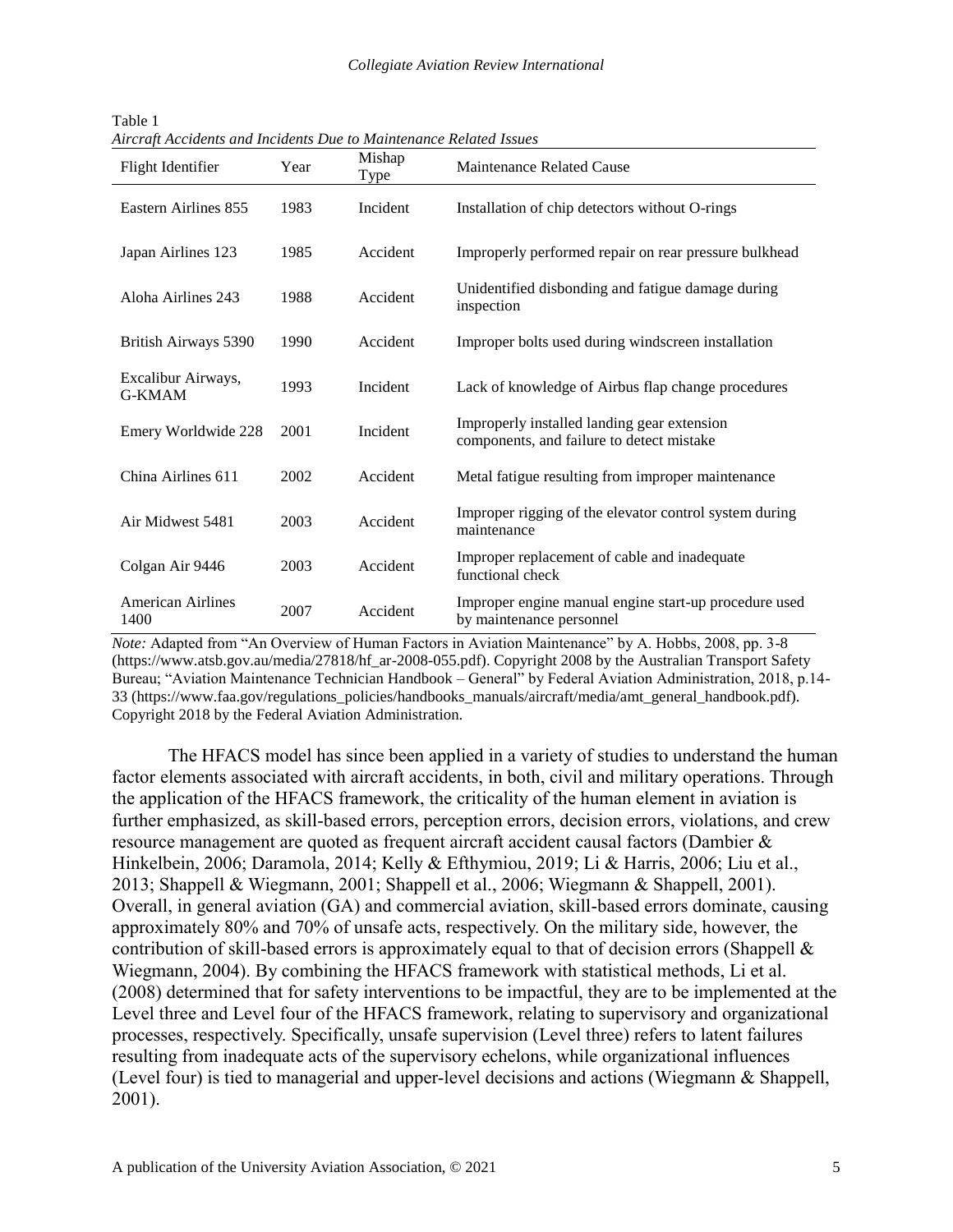Table 1
*Aircraft Accidents and Incidents Due to Maintenance Related Issues*

| Flight Identifier | Year | Mishap Type | Maintenance Related Cause |
|---|---|---|---|
| Eastern Airlines 855 | 1983 | Incident | Installation of chip detectors without O-rings |
| Japan Airlines 123 | 1985 | Accident | Improperly performed repair on rear pressure bulkhead |
| Aloha Airlines 243 | 1988 | Accident | Unidentified disbonding and fatigue damage during inspection |
| British Airways 5390 | 1990 | Accident | Improper bolts used during windscreen installation |
| Excalibur Airways, G-KMAM | 1993 | Incident | Lack of knowledge of Airbus flap change procedures |
| Emery Worldwide 228 | 2001 | Incident | Improperly installed landing gear extension components, and failure to detect mistake |
| China Airlines 611 | 2002 | Accident | Metal fatigue resulting from improper maintenance |
| Air Midwest 5481 | 2003 | Accident | Improper rigging of the elevator control system during maintenance |
| Colgan Air 9446 | 2003 | Accident | Improper replacement of cable and inadequate functional check |
| American Airlines 1400 | 2007 | Accident | Improper engine manual engine start-up procedure used by maintenance personnel |

*Note:* Adapted from "An Overview of Human Factors in Aviation Maintenance" by A. Hobbs, 2008, pp. 3-8 (https://www.atsb.gov.au/media/27818/hf_ar-2008-055.pdf). Copyright 2008 by the Australian Transport Safety Bureau; "Aviation Maintenance Technician Handbook – General" by Federal Aviation Administration, 2018, p.14-33 (https://www.faa.gov/regulations_policies/handbooks_manuals/aircraft/media/amt_general_handbook.pdf). Copyright 2018 by the Federal Aviation Administration.

The HFACS model has since been applied in a variety of studies to understand the human factor elements associated with aircraft accidents, in both, civil and military operations. Through the application of the HFACS framework, the criticality of the human element in aviation is further emphasized, as skill-based errors, perception errors, decision errors, violations, and crew resource management are quoted as frequent aircraft accident causal factors (Dambier & Hinkelbein, 2006; Daramola, 2014; Kelly & Efthymiou, 2019; Li & Harris, 2006; Liu et al., 2013; Shappell & Wiegmann, 2001; Shappell et al., 2006; Wiegmann & Shappell, 2001). Overall, in general aviation (GA) and commercial aviation, skill-based errors dominate, causing approximately 80% and 70% of unsafe acts, respectively. On the military side, however, the contribution of skill-based errors is approximately equal to that of decision errors (Shappell & Wiegmann, 2004). By combining the HFACS framework with statistical methods, Li et al. (2008) determined that for safety interventions to be impactful, they are to be implemented at the Level three and Level four of the HFACS framework, relating to supervisory and organizational processes, respectively. Specifically, unsafe supervision (Level three) refers to latent failures resulting from inadequate acts of the supervisory echelons, while organizational influences (Level four) is tied to managerial and upper-level decisions and actions (Wiegmann & Shappell, 2001).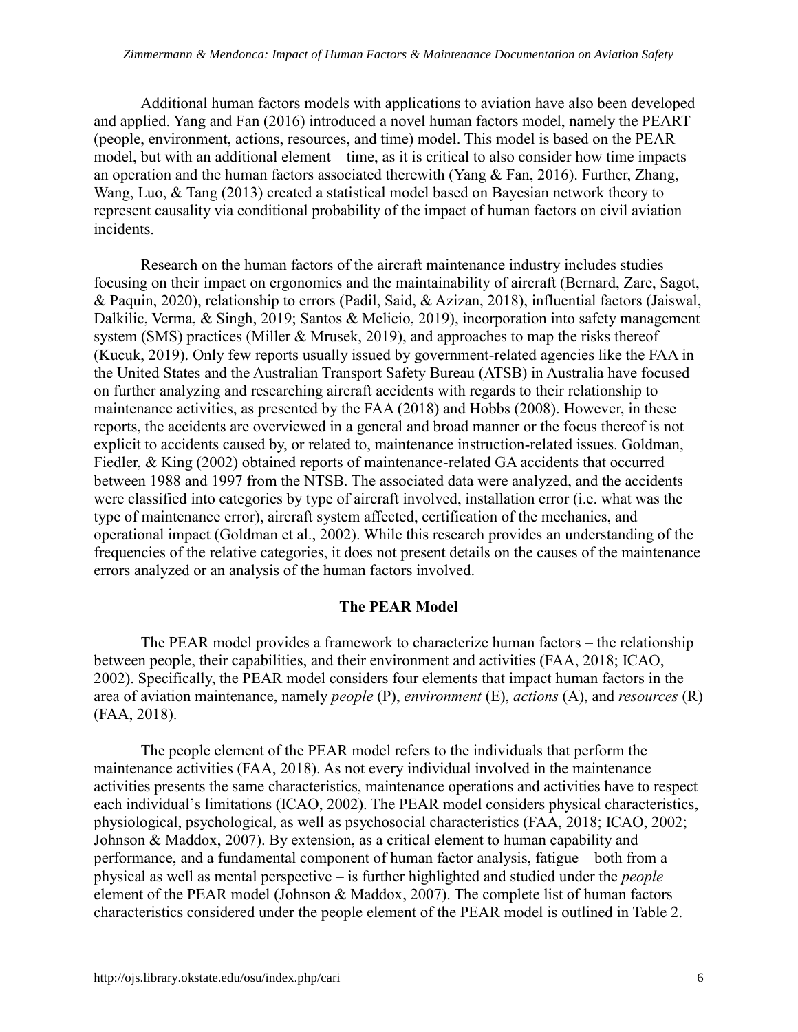Additional human factors models with applications to aviation have also been developed and applied. Yang and Fan (2016) introduced a novel human factors model, namely the PEART (people, environment, actions, resources, and time) model. This model is based on the PEAR model, but with an additional element – time, as it is critical to also consider how time impacts an operation and the human factors associated therewith (Yang & Fan, 2016). Further, Zhang, Wang, Luo, & Tang (2013) created a statistical model based on Bayesian network theory to represent causality via conditional probability of the impact of human factors on civil aviation incidents.

Research on the human factors of the aircraft maintenance industry includes studies focusing on their impact on ergonomics and the maintainability of aircraft (Bernard, Zare, Sagot, & Paquin, 2020), relationship to errors (Padil, Said, & Azizan, 2018), influential factors (Jaiswal, Dalkilic, Verma, & Singh, 2019; Santos & Melicio, 2019), incorporation into safety management system (SMS) practices (Miller & Mrusek, 2019), and approaches to map the risks thereof (Kucuk, 2019). Only few reports usually issued by government-related agencies like the FAA in the United States and the Australian Transport Safety Bureau (ATSB) in Australia have focused on further analyzing and researching aircraft accidents with regards to their relationship to maintenance activities, as presented by the FAA (2018) and Hobbs (2008). However, in these reports, the accidents are overviewed in a general and broad manner or the focus thereof is not explicit to accidents caused by, or related to, maintenance instruction-related issues. Goldman, Fiedler, & King (2002) obtained reports of maintenance-related GA accidents that occurred between 1988 and 1997 from the NTSB. The associated data were analyzed, and the accidents were classified into categories by type of aircraft involved, installation error (i.e. what was the type of maintenance error), aircraft system affected, certification of the mechanics, and operational impact (Goldman et al., 2002). While this research provides an understanding of the frequencies of the relative categories, it does not present details on the causes of the maintenance errors analyzed or an analysis of the human factors involved.

## The PEAR Model

The PEAR model provides a framework to characterize human factors – the relationship between people, their capabilities, and their environment and activities (FAA, 2018; ICAO, 2002). Specifically, the PEAR model considers four elements that impact human factors in the area of aviation maintenance, namely *people* (P), *environment* (E), *actions* (A), and *resources* (R) (FAA, 2018).

The people element of the PEAR model refers to the individuals that perform the maintenance activities (FAA, 2018). As not every individual involved in the maintenance activities presents the same characteristics, maintenance operations and activities have to respect each individual's limitations (ICAO, 2002). The PEAR model considers physical characteristics, physiological, psychological, as well as psychosocial characteristics (FAA, 2018; ICAO, 2002; Johnson & Maddox, 2007). By extension, as a critical element to human capability and performance, and a fundamental component of human factor analysis, fatigue – both from a physical as well as mental perspective – is further highlighted and studied under the *people* element of the PEAR model (Johnson & Maddox, 2007). The complete list of human factors characteristics considered under the people element of the PEAR model is outlined in Table 2.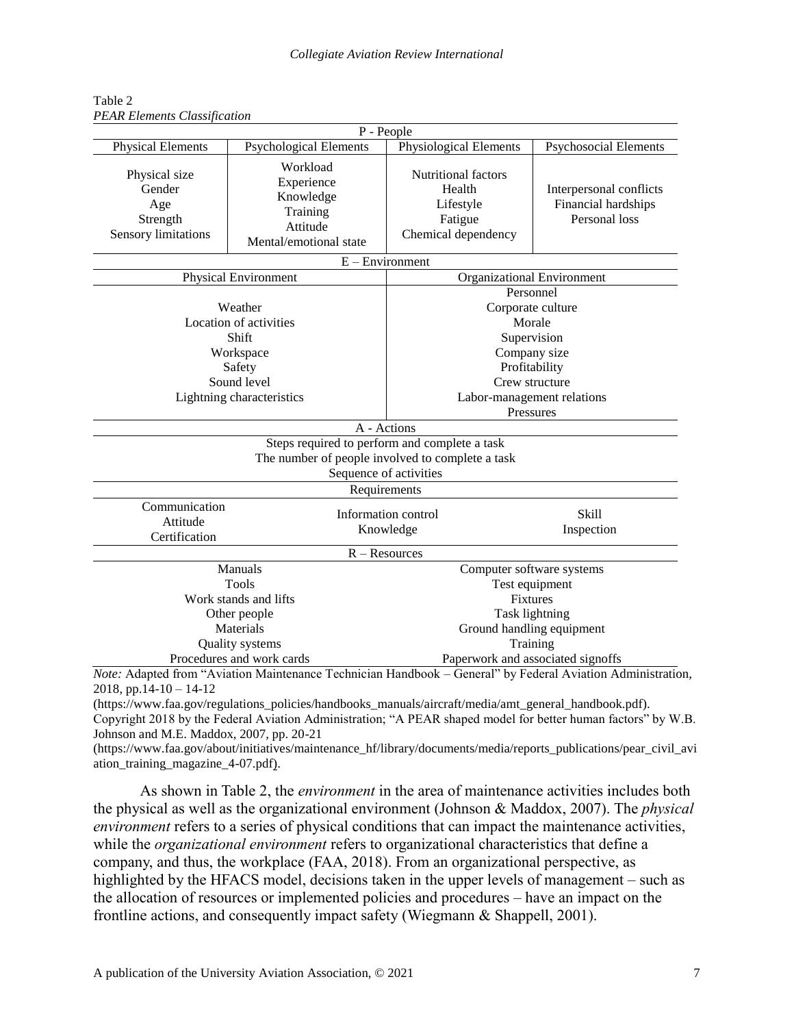Table 2
*PEAR Elements Classification*

| P - People | | | |
|---|---|---|---|
| Physical Elements | Psychological Elements | Physiological Elements | Psychosocial Elements |
| Physical size<br>Gender<br>Age<br>Strength<br>Sensory limitations | Workload<br>Experience<br>Knowledge<br>Training<br>Attitude<br>Mental/emotional state | Nutritional factors<br>Health<br>Lifestyle<br>Fatigue<br>Chemical dependency | Interpersonal conflicts<br>Financial hardships<br>Personal loss |
| **E – Environment** | | | |
| Physical Environment | | Organizational Environment | |
| Weather<br>Location of activities<br>Shift<br>Workspace<br>Safety<br>Sound level<br>Lightning characteristics | | Personnel<br>Corporate culture<br>Morale<br>Supervision<br>Company size<br>Profitability<br>Crew structure<br>Labor-management relations<br>Pressures | |
| **A - Actions** | | | |
| Steps required to perform and complete a task<br>The number of people involved to complete a task<br>Sequence of activities | | | |
| Requirements | | | |
| Communication<br>Attitude<br>Certification | Information control<br>Knowledge | | Skill<br>Inspection |
| **R – Resources** | | | |
| Manuals<br>Tools<br>Work stands and lifts<br>Other people<br>Materials<br>Quality systems<br>Procedures and work cards | | Computer software systems<br>Test equipment<br>Fixtures<br>Task lightning<br>Ground handling equipment<br>Training<br>Paperwork and associated signoffs | |

*Note:* Adapted from "Aviation Maintenance Technician Handbook – General" by Federal Aviation Administration, 2018, pp.14-10 – 14-12 (https://www.faa.gov/regulations_policies/handbooks_manuals/aircraft/media/amt_general_handbook.pdf). Copyright 2018 by the Federal Aviation Administration; "A PEAR shaped model for better human factors" by W.B. Johnson and M.E. Maddox, 2007, pp. 20-21 (https://www.faa.gov/about/initiatives/maintenance_hf/library/documents/media/reports_publications/pear_civil_aviation_training_magazine_4-07.pdf).

As shown in Table 2, the *environment* in the area of maintenance activities includes both the physical as well as the organizational environment (Johnson & Maddox, 2007). The *physical environment* refers to a series of physical conditions that can impact the maintenance activities, while the *organizational environment* refers to organizational characteristics that define a company, and thus, the workplace (FAA, 2018). From an organizational perspective, as highlighted by the HFACS model, decisions taken in the upper levels of management – such as the allocation of resources or implemented policies and procedures – have an impact on the frontline actions, and consequently impact safety (Wiegmann & Shappell, 2001).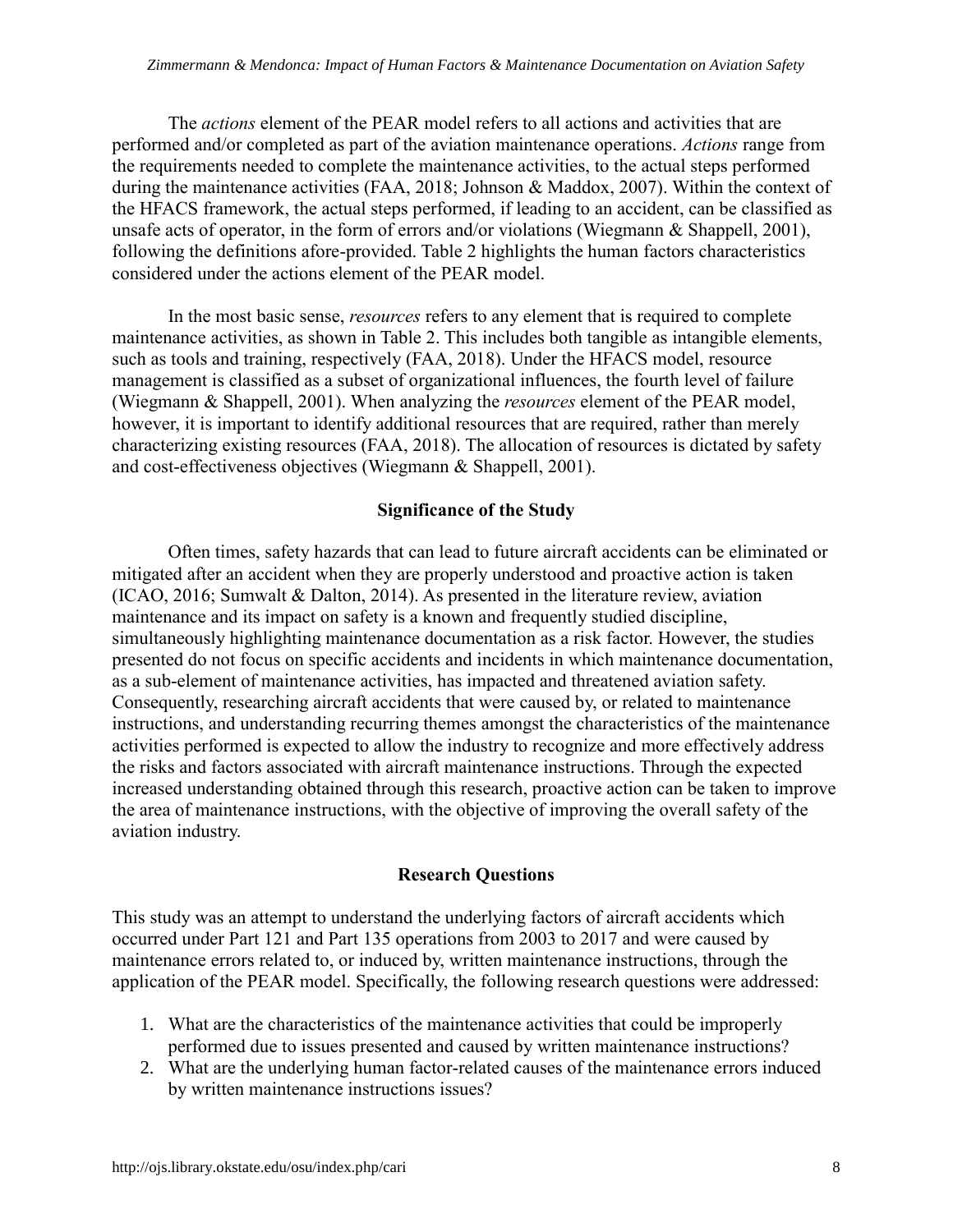The *actions* element of the PEAR model refers to all actions and activities that are performed and/or completed as part of the aviation maintenance operations. *Actions* range from the requirements needed to complete the maintenance activities, to the actual steps performed during the maintenance activities (FAA, 2018; Johnson & Maddox, 2007). Within the context of the HFACS framework, the actual steps performed, if leading to an accident, can be classified as unsafe acts of operator, in the form of errors and/or violations (Wiegmann & Shappell, 2001), following the definitions afore-provided. Table 2 highlights the human factors characteristics considered under the actions element of the PEAR model.

In the most basic sense, *resources* refers to any element that is required to complete maintenance activities, as shown in Table 2. This includes both tangible as intangible elements, such as tools and training, respectively (FAA, 2018). Under the HFACS model, resource management is classified as a subset of organizational influences, the fourth level of failure (Wiegmann & Shappell, 2001). When analyzing the *resources* element of the PEAR model, however, it is important to identify additional resources that are required, rather than merely characterizing existing resources (FAA, 2018). The allocation of resources is dictated by safety and cost-effectiveness objectives (Wiegmann & Shappell, 2001).

## Significance of the Study

Often times, safety hazards that can lead to future aircraft accidents can be eliminated or mitigated after an accident when they are properly understood and proactive action is taken (ICAO, 2016; Sumwalt & Dalton, 2014). As presented in the literature review, aviation maintenance and its impact on safety is a known and frequently studied discipline, simultaneously highlighting maintenance documentation as a risk factor. However, the studies presented do not focus on specific accidents and incidents in which maintenance documentation, as a sub-element of maintenance activities, has impacted and threatened aviation safety. Consequently, researching aircraft accidents that were caused by, or related to maintenance instructions, and understanding recurring themes amongst the characteristics of the maintenance activities performed is expected to allow the industry to recognize and more effectively address the risks and factors associated with aircraft maintenance instructions. Through the expected increased understanding obtained through this research, proactive action can be taken to improve the area of maintenance instructions, with the objective of improving the overall safety of the aviation industry.

## Research Questions

This study was an attempt to understand the underlying factors of aircraft accidents which occurred under Part 121 and Part 135 operations from 2003 to 2017 and were caused by maintenance errors related to, or induced by, written maintenance instructions, through the application of the PEAR model. Specifically, the following research questions were addressed:

1. What are the characteristics of the maintenance activities that could be improperly performed due to issues presented and caused by written maintenance instructions?
2. What are the underlying human factor-related causes of the maintenance errors induced by written maintenance instructions issues?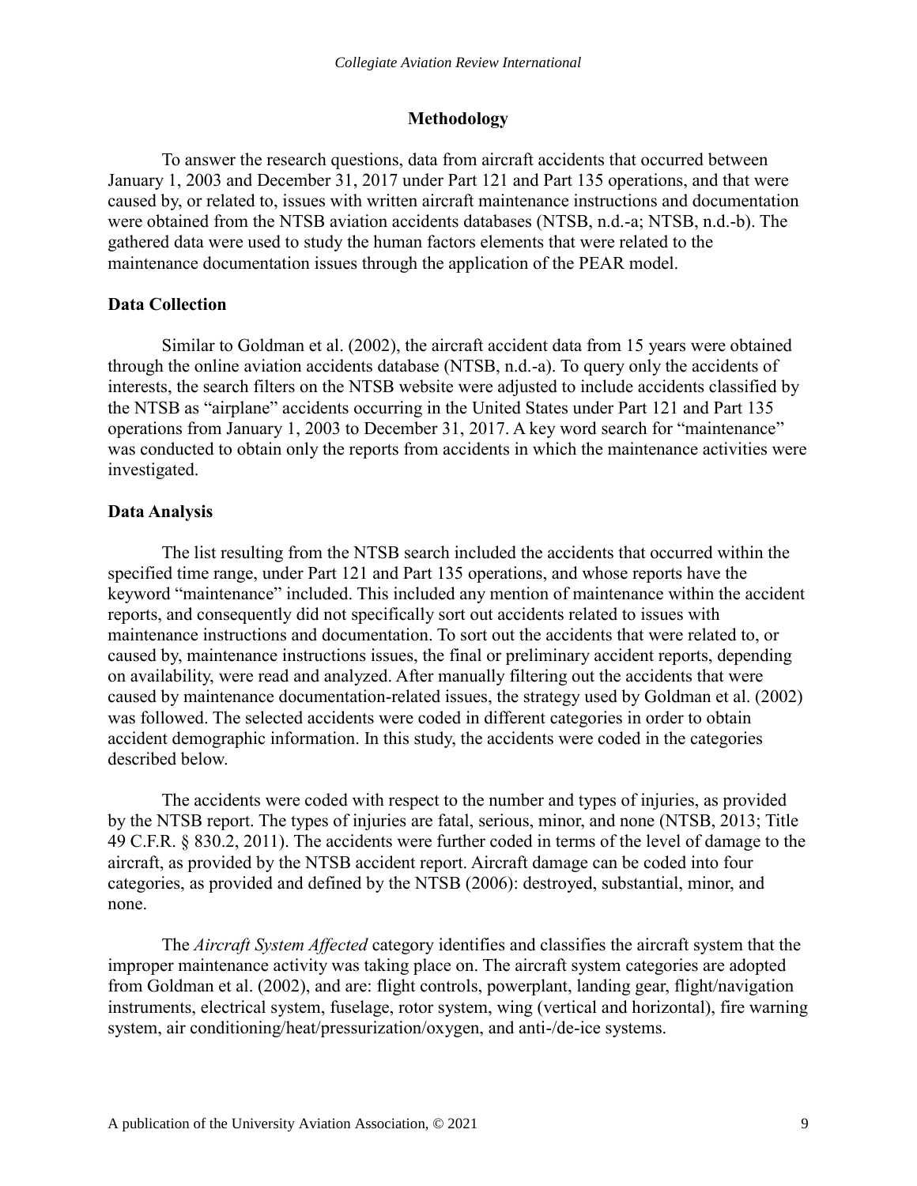## Methodology

To answer the research questions, data from aircraft accidents that occurred between January 1, 2003 and December 31, 2017 under Part 121 and Part 135 operations, and that were caused by, or related to, issues with written aircraft maintenance instructions and documentation were obtained from the NTSB aviation accidents databases (NTSB, n.d.-a; NTSB, n.d.-b). The gathered data were used to study the human factors elements that were related to the maintenance documentation issues through the application of the PEAR model.

### Data Collection

Similar to Goldman et al. (2002), the aircraft accident data from 15 years were obtained through the online aviation accidents database (NTSB, n.d.-a). To query only the accidents of interests, the search filters on the NTSB website were adjusted to include accidents classified by the NTSB as "airplane" accidents occurring in the United States under Part 121 and Part 135 operations from January 1, 2003 to December 31, 2017. A key word search for "maintenance" was conducted to obtain only the reports from accidents in which the maintenance activities were investigated.

### Data Analysis

The list resulting from the NTSB search included the accidents that occurred within the specified time range, under Part 121 and Part 135 operations, and whose reports have the keyword "maintenance" included. This included any mention of maintenance within the accident reports, and consequently did not specifically sort out accidents related to issues with maintenance instructions and documentation. To sort out the accidents that were related to, or caused by, maintenance instructions issues, the final or preliminary accident reports, depending on availability, were read and analyzed. After manually filtering out the accidents that were caused by maintenance documentation-related issues, the strategy used by Goldman et al. (2002) was followed. The selected accidents were coded in different categories in order to obtain accident demographic information. In this study, the accidents were coded in the categories described below.

The accidents were coded with respect to the number and types of injuries, as provided by the NTSB report. The types of injuries are fatal, serious, minor, and none (NTSB, 2013; Title 49 C.F.R. § 830.2, 2011). The accidents were further coded in terms of the level of damage to the aircraft, as provided by the NTSB accident report. Aircraft damage can be coded into four categories, as provided and defined by the NTSB (2006): destroyed, substantial, minor, and none.

The *Aircraft System Affected* category identifies and classifies the aircraft system that the improper maintenance activity was taking place on. The aircraft system categories are adopted from Goldman et al. (2002), and are: flight controls, powerplant, landing gear, flight/navigation instruments, electrical system, fuselage, rotor system, wing (vertical and horizontal), fire warning system, air conditioning/heat/pressurization/oxygen, and anti-/de-ice systems.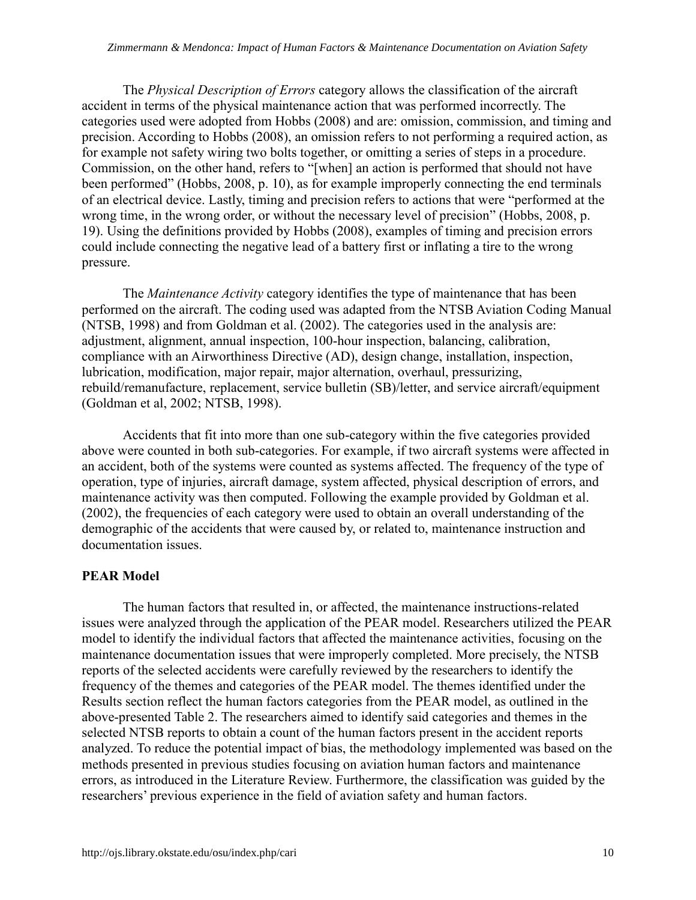The *Physical Description of Errors* category allows the classification of the aircraft accident in terms of the physical maintenance action that was performed incorrectly. The categories used were adopted from Hobbs (2008) and are: omission, commission, and timing and precision. According to Hobbs (2008), an omission refers to not performing a required action, as for example not safety wiring two bolts together, or omitting a series of steps in a procedure. Commission, on the other hand, refers to "[when] an action is performed that should not have been performed" (Hobbs, 2008, p. 10), as for example improperly connecting the end terminals of an electrical device. Lastly, timing and precision refers to actions that were "performed at the wrong time, in the wrong order, or without the necessary level of precision" (Hobbs, 2008, p. 19). Using the definitions provided by Hobbs (2008), examples of timing and precision errors could include connecting the negative lead of a battery first or inflating a tire to the wrong pressure.

The *Maintenance Activity* category identifies the type of maintenance that has been performed on the aircraft. The coding used was adapted from the NTSB Aviation Coding Manual (NTSB, 1998) and from Goldman et al. (2002). The categories used in the analysis are: adjustment, alignment, annual inspection, 100-hour inspection, balancing, calibration, compliance with an Airworthiness Directive (AD), design change, installation, inspection, lubrication, modification, major repair, major alternation, overhaul, pressurizing, rebuild/remanufacture, replacement, service bulletin (SB)/letter, and service aircraft/equipment (Goldman et al, 2002; NTSB, 1998).

Accidents that fit into more than one sub-category within the five categories provided above were counted in both sub-categories. For example, if two aircraft systems were affected in an accident, both of the systems were counted as systems affected. The frequency of the type of operation, type of injuries, aircraft damage, system affected, physical description of errors, and maintenance activity was then computed. Following the example provided by Goldman et al. (2002), the frequencies of each category were used to obtain an overall understanding of the demographic of the accidents that were caused by, or related to, maintenance instruction and documentation issues.

## PEAR Model

The human factors that resulted in, or affected, the maintenance instructions-related issues were analyzed through the application of the PEAR model. Researchers utilized the PEAR model to identify the individual factors that affected the maintenance activities, focusing on the maintenance documentation issues that were improperly completed. More precisely, the NTSB reports of the selected accidents were carefully reviewed by the researchers to identify the frequency of the themes and categories of the PEAR model. The themes identified under the Results section reflect the human factors categories from the PEAR model, as outlined in the above-presented Table 2. The researchers aimed to identify said categories and themes in the selected NTSB reports to obtain a count of the human factors present in the accident reports analyzed. To reduce the potential impact of bias, the methodology implemented was based on the methods presented in previous studies focusing on aviation human factors and maintenance errors, as introduced in the Literature Review. Furthermore, the classification was guided by the researchers' previous experience in the field of aviation safety and human factors.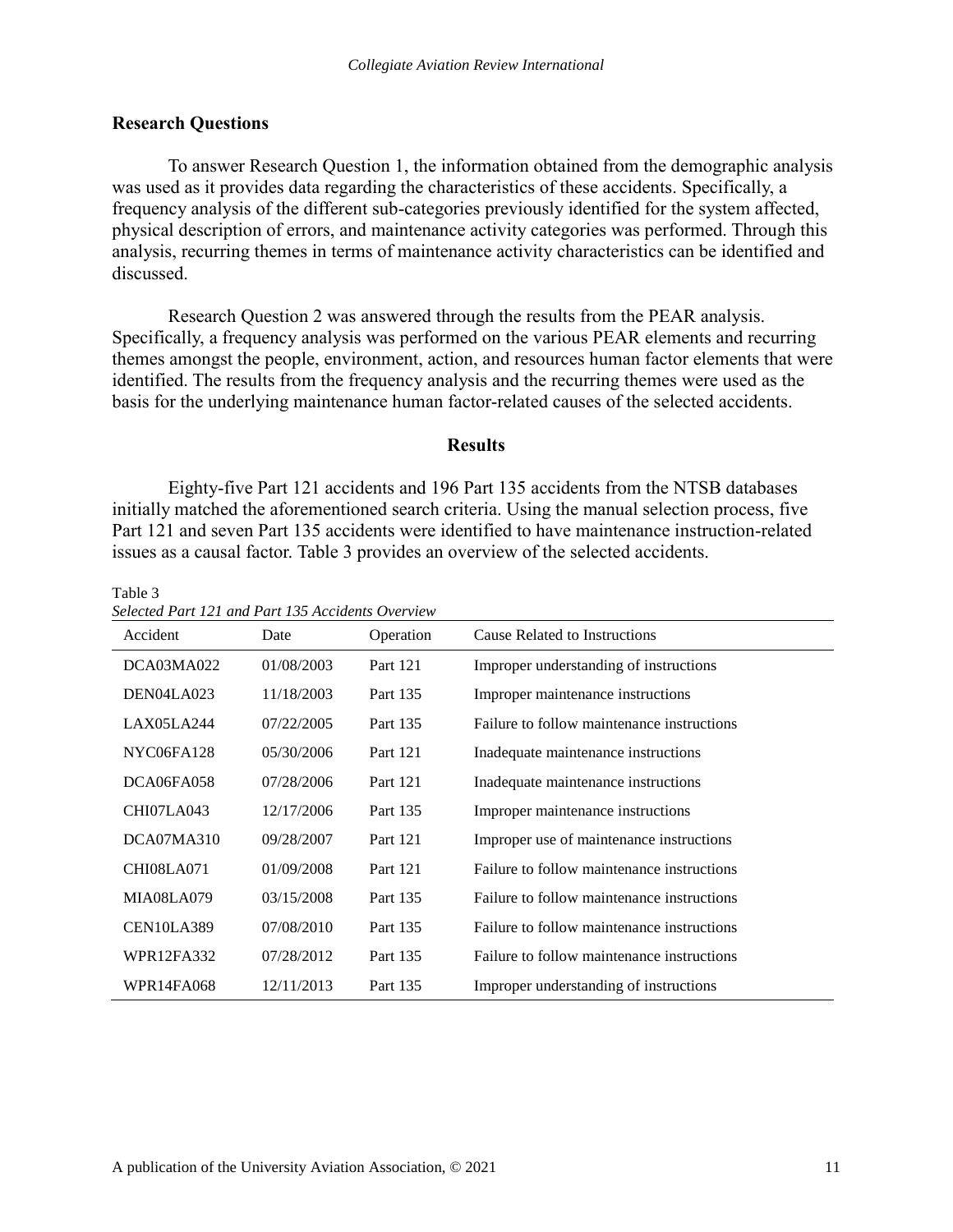## Research Questions

To answer Research Question 1, the information obtained from the demographic analysis was used as it provides data regarding the characteristics of these accidents. Specifically, a frequency analysis of the different sub-categories previously identified for the system affected, physical description of errors, and maintenance activity categories was performed. Through this analysis, recurring themes in terms of maintenance activity characteristics can be identified and discussed.

Research Question 2 was answered through the results from the PEAR analysis. Specifically, a frequency analysis was performed on the various PEAR elements and recurring themes amongst the people, environment, action, and resources human factor elements that were identified. The results from the frequency analysis and the recurring themes were used as the basis for the underlying maintenance human factor-related causes of the selected accidents.

## Results

Eighty-five Part 121 accidents and 196 Part 135 accidents from the NTSB databases initially matched the aforementioned search criteria. Using the manual selection process, five Part 121 and seven Part 135 accidents were identified to have maintenance instruction-related issues as a causal factor. Table 3 provides an overview of the selected accidents.

Table 3
*Selected Part 121 and Part 135 Accidents Overview*

| Accident | Date | Operation | Cause Related to Instructions |
|---|---|---|---|
| DCA03MA022 | 01/08/2003 | Part 121 | Improper understanding of instructions |
| DEN04LA023 | 11/18/2003 | Part 135 | Improper maintenance instructions |
| LAX05LA244 | 07/22/2005 | Part 135 | Failure to follow maintenance instructions |
| NYC06FA128 | 05/30/2006 | Part 121 | Inadequate maintenance instructions |
| DCA06FA058 | 07/28/2006 | Part 121 | Inadequate maintenance instructions |
| CHI07LA043 | 12/17/2006 | Part 135 | Improper maintenance instructions |
| DCA07MA310 | 09/28/2007 | Part 121 | Improper use of maintenance instructions |
| CHI08LA071 | 01/09/2008 | Part 121 | Failure to follow maintenance instructions |
| MIA08LA079 | 03/15/2008 | Part 135 | Failure to follow maintenance instructions |
| CEN10LA389 | 07/08/2010 | Part 135 | Failure to follow maintenance instructions |
| WPR12FA332 | 07/28/2012 | Part 135 | Failure to follow maintenance instructions |
| WPR14FA068 | 12/11/2013 | Part 135 | Improper understanding of instructions |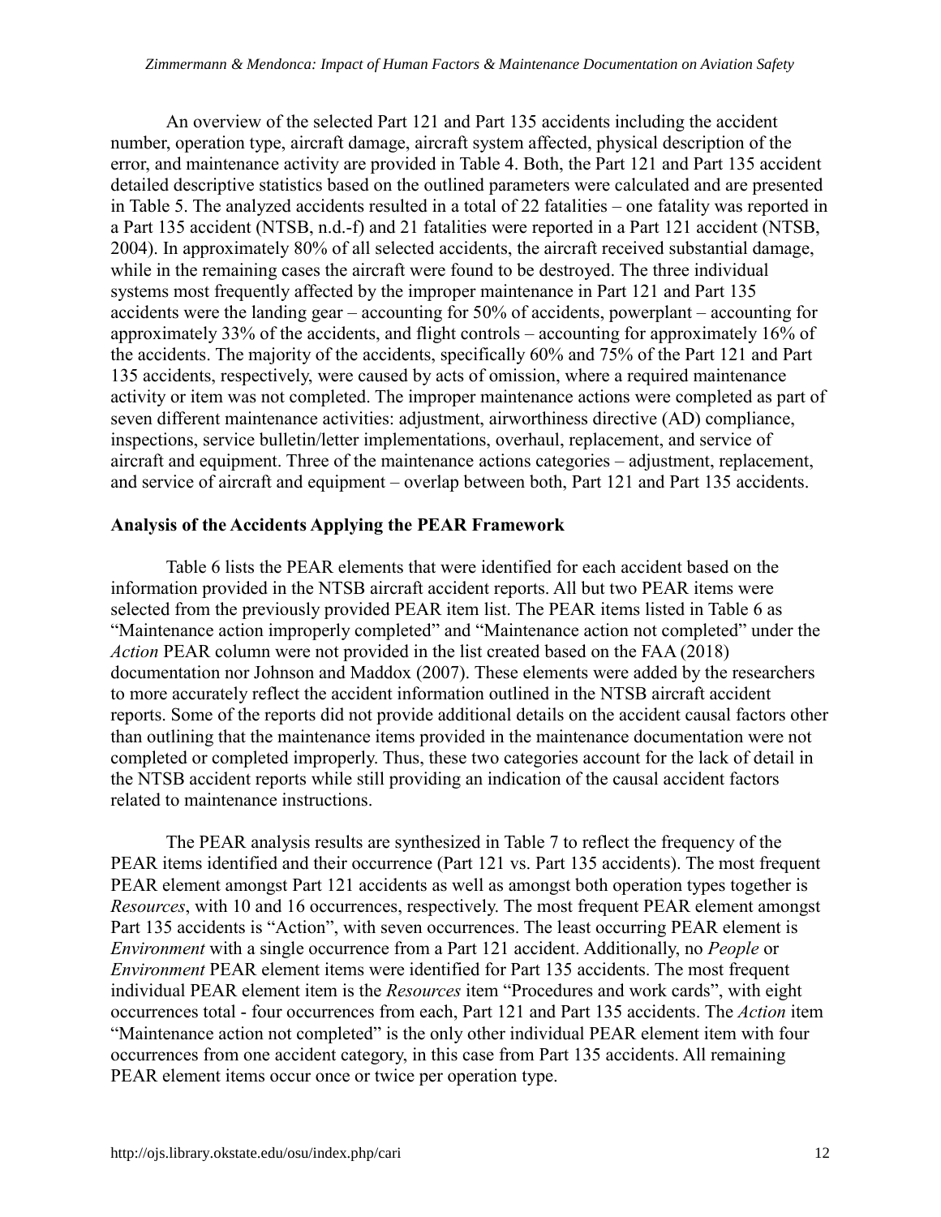An overview of the selected Part 121 and Part 135 accidents including the accident number, operation type, aircraft damage, aircraft system affected, physical description of the error, and maintenance activity are provided in Table 4. Both, the Part 121 and Part 135 accident detailed descriptive statistics based on the outlined parameters were calculated and are presented in Table 5. The analyzed accidents resulted in a total of 22 fatalities – one fatality was reported in a Part 135 accident (NTSB, n.d.-f) and 21 fatalities were reported in a Part 121 accident (NTSB, 2004). In approximately 80% of all selected accidents, the aircraft received substantial damage, while in the remaining cases the aircraft were found to be destroyed. The three individual systems most frequently affected by the improper maintenance in Part 121 and Part 135 accidents were the landing gear – accounting for 50% of accidents, powerplant – accounting for approximately 33% of the accidents, and flight controls – accounting for approximately 16% of the accidents. The majority of the accidents, specifically 60% and 75% of the Part 121 and Part 135 accidents, respectively, were caused by acts of omission, where a required maintenance activity or item was not completed. The improper maintenance actions were completed as part of seven different maintenance activities: adjustment, airworthiness directive (AD) compliance, inspections, service bulletin/letter implementations, overhaul, replacement, and service of aircraft and equipment. Three of the maintenance actions categories – adjustment, replacement, and service of aircraft and equipment – overlap between both, Part 121 and Part 135 accidents.

**Analysis of the Accidents Applying the PEAR Framework**

Table 6 lists the PEAR elements that were identified for each accident based on the information provided in the NTSB aircraft accident reports. All but two PEAR items were selected from the previously provided PEAR item list. The PEAR items listed in Table 6 as "Maintenance action improperly completed" and "Maintenance action not completed" under the *Action* PEAR column were not provided in the list created based on the FAA (2018) documentation nor Johnson and Maddox (2007). These elements were added by the researchers to more accurately reflect the accident information outlined in the NTSB aircraft accident reports. Some of the reports did not provide additional details on the accident causal factors other than outlining that the maintenance items provided in the maintenance documentation were not completed or completed improperly. Thus, these two categories account for the lack of detail in the NTSB accident reports while still providing an indication of the causal accident factors related to maintenance instructions.

The PEAR analysis results are synthesized in Table 7 to reflect the frequency of the PEAR items identified and their occurrence (Part 121 vs. Part 135 accidents). The most frequent PEAR element amongst Part 121 accidents as well as amongst both operation types together is *Resources*, with 10 and 16 occurrences, respectively. The most frequent PEAR element amongst Part 135 accidents is "Action", with seven occurrences. The least occurring PEAR element is *Environment* with a single occurrence from a Part 121 accident. Additionally, no *People* or *Environment* PEAR element items were identified for Part 135 accidents. The most frequent individual PEAR element item is the *Resources* item "Procedures and work cards", with eight occurrences total - four occurrences from each, Part 121 and Part 135 accidents. The *Action* item "Maintenance action not completed" is the only other individual PEAR element item with four occurrences from one accident category, in this case from Part 135 accidents. All remaining PEAR element items occur once or twice per operation type.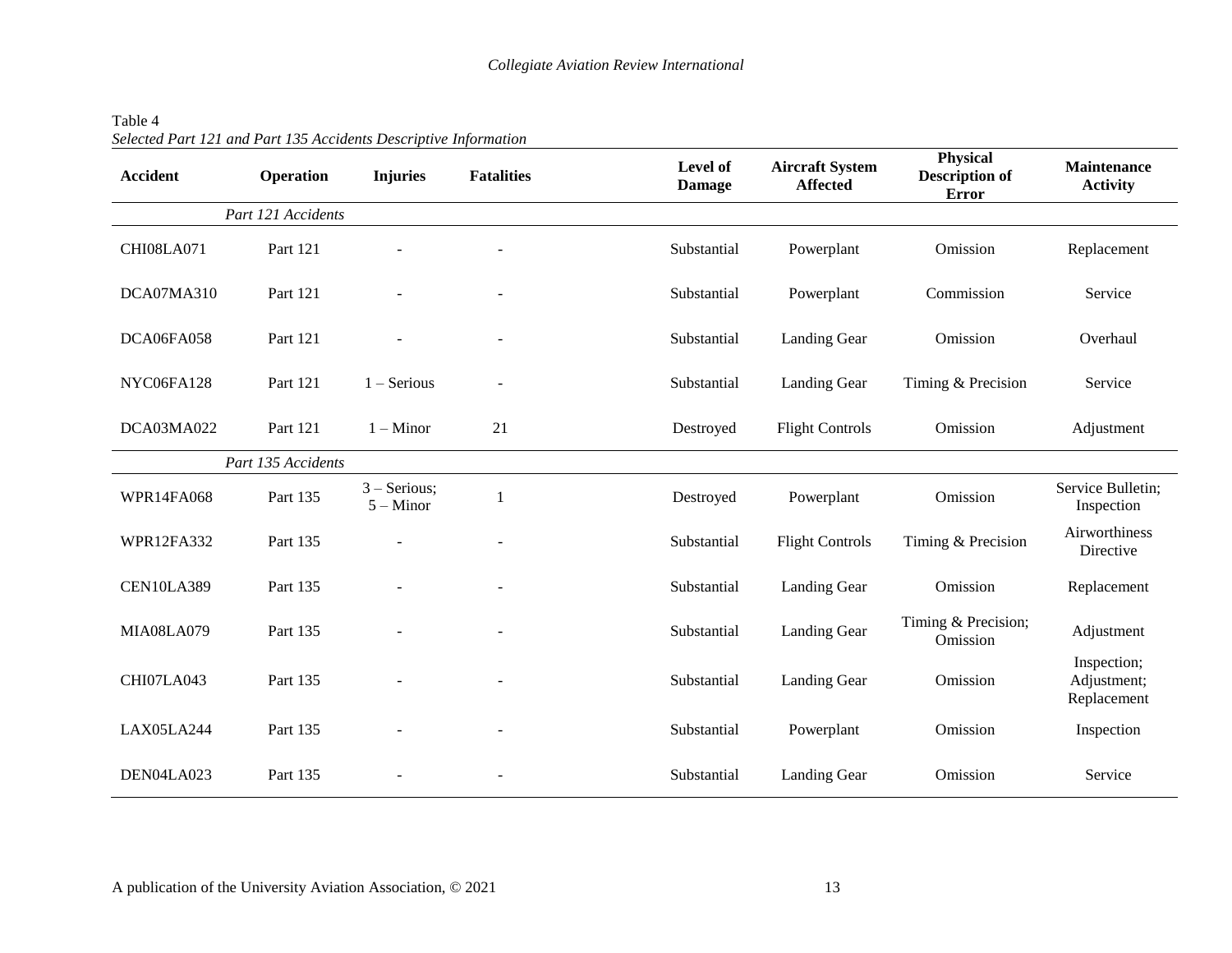Table 4
*Selected Part 121 and Part 135 Accidents Descriptive Information*

| Accident | Operation | Injuries | Fatalities | Level of Damage | Aircraft System Affected | Physical Description of Error | Maintenance Activity |
|---|---|---|---|---|---|---|---|
| | *Part 121 Accidents* | | | | | | |
| CHI08LA071 | Part 121 | - | - | Substantial | Powerplant | Omission | Replacement |
| DCA07MA310 | Part 121 | - | - | Substantial | Powerplant | Commission | Service |
| DCA06FA058 | Part 121 | - | - | Substantial | Landing Gear | Omission | Overhaul |
| NYC06FA128 | Part 121 | 1 – Serious | - | Substantial | Landing Gear | Timing & Precision | Service |
| DCA03MA022 | Part 121 | 1 – Minor | 21 | Destroyed | Flight Controls | Omission | Adjustment |
| | *Part 135 Accidents* | | | | | | |
| WPR14FA068 | Part 135 | 3 – Serious; 5 – Minor | 1 | Destroyed | Powerplant | Omission | Service Bulletin; Inspection |
| WPR12FA332 | Part 135 | - | - | Substantial | Flight Controls | Timing & Precision | Airworthiness Directive |
| CEN10LA389 | Part 135 | - | - | Substantial | Landing Gear | Omission | Replacement |
| MIA08LA079 | Part 135 | - | - | Substantial | Landing Gear | Timing & Precision; Omission | Adjustment |
| CHI07LA043 | Part 135 | - | - | Substantial | Landing Gear | Omission | Inspection; Adjustment; Replacement |
| LAX05LA244 | Part 135 | - | - | Substantial | Powerplant | Omission | Inspection |
| DEN04LA023 | Part 135 | - | - | Substantial | Landing Gear | Omission | Service |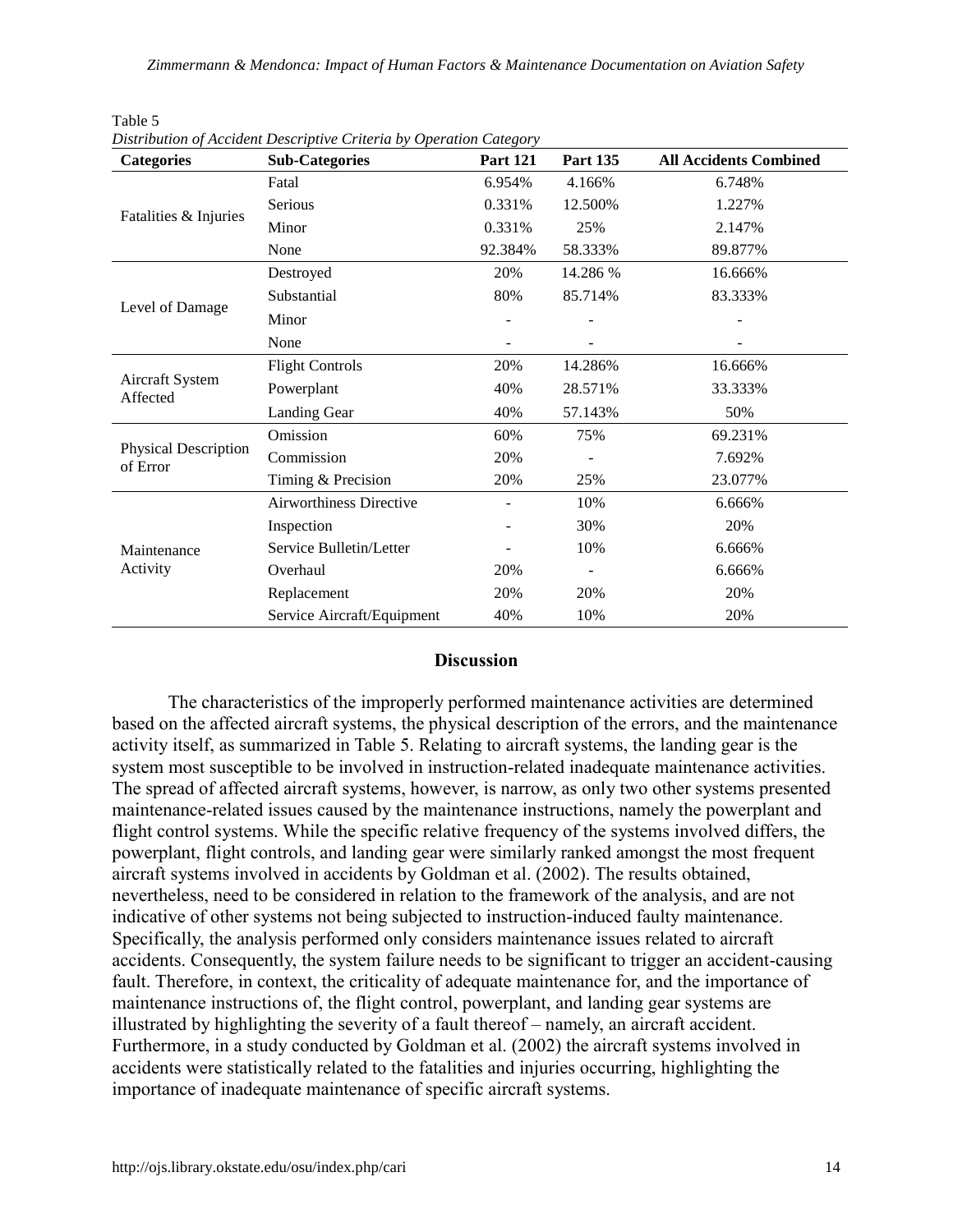Table 5

*Distribution of Accident Descriptive Criteria by Operation Category*

| Categories | Sub-Categories | Part 121 | Part 135 | All Accidents Combined |
|---|---|---|---|---|
| Fatalities & Injuries | Fatal | 6.954% | 4.166% | 6.748% |
| | Serious | 0.331% | 12.500% | 1.227% |
| | Minor | 0.331% | 25% | 2.147% |
| | None | 92.384% | 58.333% | 89.877% |
| Level of Damage | Destroyed | 20% | 14.286 % | 16.666% |
| | Substantial | 80% | 85.714% | 83.333% |
| | Minor | - | - | - |
| | None | - | - | - |
| Aircraft System Affected | Flight Controls | 20% | 14.286% | 16.666% |
| | Powerplant | 40% | 28.571% | 33.333% |
| | Landing Gear | 40% | 57.143% | 50% |
| Physical Description of Error | Omission | 60% | 75% | 69.231% |
| | Commission | 20% | - | 7.692% |
| | Timing & Precision | 20% | 25% | 23.077% |
| Maintenance Activity | Airworthiness Directive | - | 10% | 6.666% |
| | Inspection | - | 30% | 20% |
| | Service Bulletin/Letter | - | 10% | 6.666% |
| | Overhaul | 20% | - | 6.666% |
| | Replacement | 20% | 20% | 20% |
| | Service Aircraft/Equipment | 40% | 10% | 20% |

## Discussion

The characteristics of the improperly performed maintenance activities are determined based on the affected aircraft systems, the physical description of the errors, and the maintenance activity itself, as summarized in Table 5. Relating to aircraft systems, the landing gear is the system most susceptible to be involved in instruction-related inadequate maintenance activities. The spread of affected aircraft systems, however, is narrow, as only two other systems presented maintenance-related issues caused by the maintenance instructions, namely the powerplant and flight control systems. While the specific relative frequency of the systems involved differs, the powerplant, flight controls, and landing gear were similarly ranked amongst the most frequent aircraft systems involved in accidents by Goldman et al. (2002). The results obtained, nevertheless, need to be considered in relation to the framework of the analysis, and are not indicative of other systems not being subjected to instruction-induced faulty maintenance. Specifically, the analysis performed only considers maintenance issues related to aircraft accidents. Consequently, the system failure needs to be significant to trigger an accident-causing fault. Therefore, in context, the criticality of adequate maintenance for, and the importance of maintenance instructions of, the flight control, powerplant, and landing gear systems are illustrated by highlighting the severity of a fault thereof – namely, an aircraft accident. Furthermore, in a study conducted by Goldman et al. (2002) the aircraft systems involved in accidents were statistically related to the fatalities and injuries occurring, highlighting the importance of inadequate maintenance of specific aircraft systems.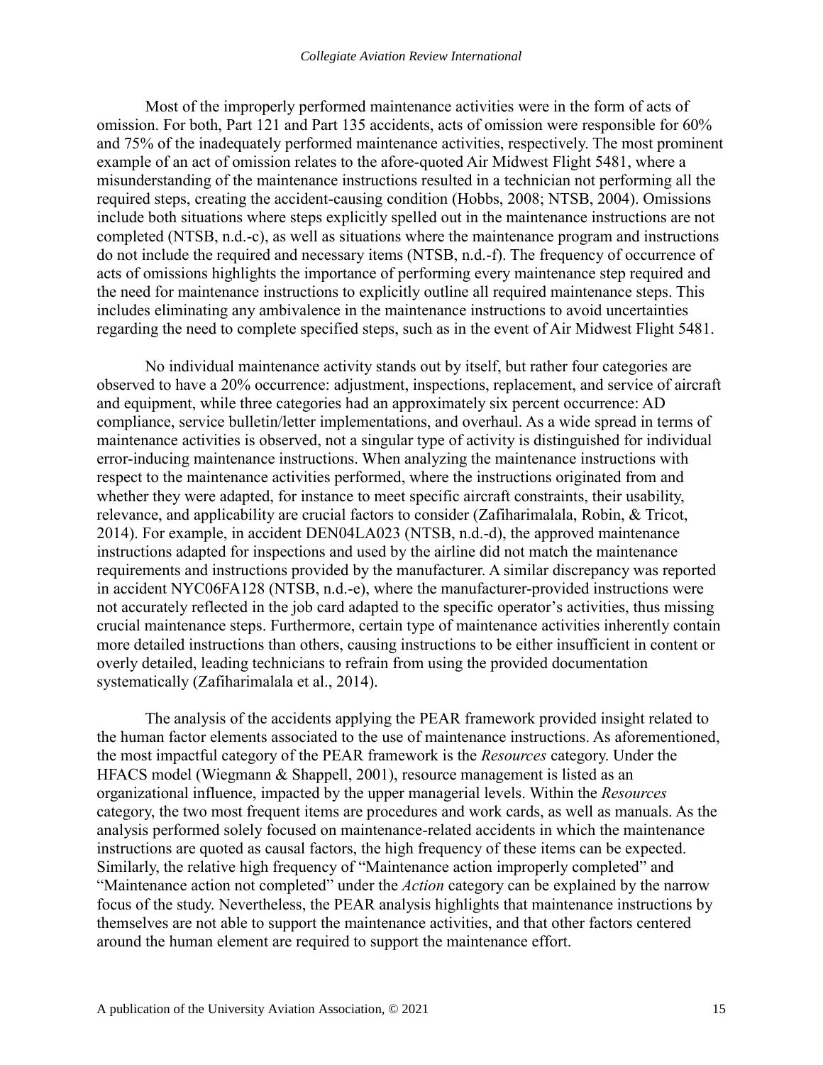Most of the improperly performed maintenance activities were in the form of acts of omission. For both, Part 121 and Part 135 accidents, acts of omission were responsible for 60% and 75% of the inadequately performed maintenance activities, respectively. The most prominent example of an act of omission relates to the afore-quoted Air Midwest Flight 5481, where a misunderstanding of the maintenance instructions resulted in a technician not performing all the required steps, creating the accident-causing condition (Hobbs, 2008; NTSB, 2004). Omissions include both situations where steps explicitly spelled out in the maintenance instructions are not completed (NTSB, n.d.-c), as well as situations where the maintenance program and instructions do not include the required and necessary items (NTSB, n.d.-f). The frequency of occurrence of acts of omissions highlights the importance of performing every maintenance step required and the need for maintenance instructions to explicitly outline all required maintenance steps. This includes eliminating any ambivalence in the maintenance instructions to avoid uncertainties regarding the need to complete specified steps, such as in the event of Air Midwest Flight 5481.

No individual maintenance activity stands out by itself, but rather four categories are observed to have a 20% occurrence: adjustment, inspections, replacement, and service of aircraft and equipment, while three categories had an approximately six percent occurrence: AD compliance, service bulletin/letter implementations, and overhaul. As a wide spread in terms of maintenance activities is observed, not a singular type of activity is distinguished for individual error-inducing maintenance instructions. When analyzing the maintenance instructions with respect to the maintenance activities performed, where the instructions originated from and whether they were adapted, for instance to meet specific aircraft constraints, their usability, relevance, and applicability are crucial factors to consider (Zafiharimalala, Robin, & Tricot, 2014). For example, in accident DEN04LA023 (NTSB, n.d.-d), the approved maintenance instructions adapted for inspections and used by the airline did not match the maintenance requirements and instructions provided by the manufacturer. A similar discrepancy was reported in accident NYC06FA128 (NTSB, n.d.-e), where the manufacturer-provided instructions were not accurately reflected in the job card adapted to the specific operator's activities, thus missing crucial maintenance steps. Furthermore, certain type of maintenance activities inherently contain more detailed instructions than others, causing instructions to be either insufficient in content or overly detailed, leading technicians to refrain from using the provided documentation systematically (Zafiharimalala et al., 2014).

The analysis of the accidents applying the PEAR framework provided insight related to the human factor elements associated to the use of maintenance instructions. As aforementioned, the most impactful category of the PEAR framework is the *Resources* category. Under the HFACS model (Wiegmann & Shappell, 2001), resource management is listed as an organizational influence, impacted by the upper managerial levels. Within the *Resources* category, the two most frequent items are procedures and work cards, as well as manuals. As the analysis performed solely focused on maintenance-related accidents in which the maintenance instructions are quoted as causal factors, the high frequency of these items can be expected. Similarly, the relative high frequency of "Maintenance action improperly completed" and "Maintenance action not completed" under the *Action* category can be explained by the narrow focus of the study. Nevertheless, the PEAR analysis highlights that maintenance instructions by themselves are not able to support the maintenance activities, and that other factors centered around the human element are required to support the maintenance effort.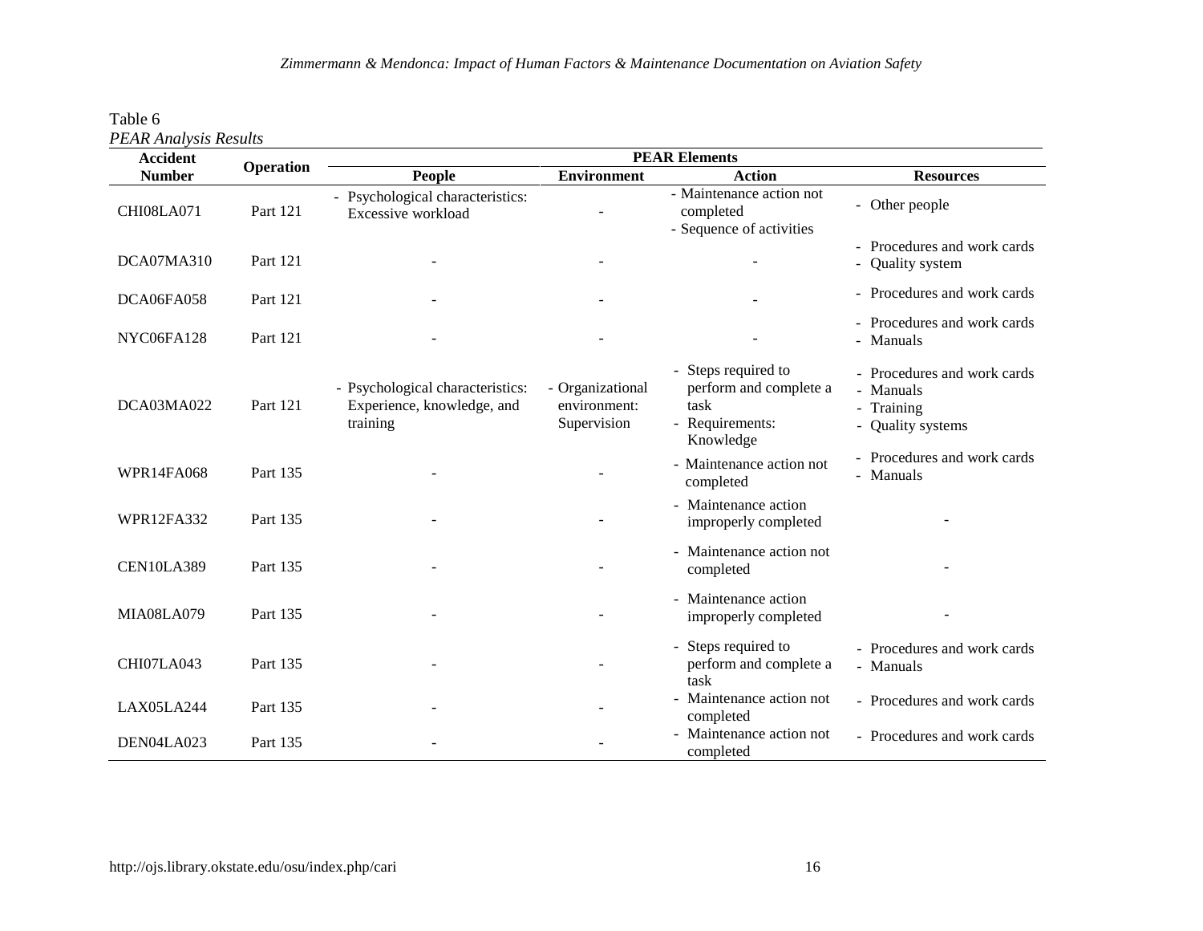Table 6

*PEAR Analysis Results*

| Accident Number | Operation | PEAR Elements | | | |
|---|---|---|---|---|---|
| | | People | Environment | Action | Resources |
| CHI08LA071 | Part 121 | - Psychological characteristics: Excessive workload | - | - Maintenance action not completed<br>- Sequence of activities | - Other people |
| DCA07MA310 | Part 121 | - | - | - | - Procedures and work cards<br>- Quality system |
| DCA06FA058 | Part 121 | - | - | - | - Procedures and work cards |
| NYC06FA128 | Part 121 | - | - | - | - Procedures and work cards<br>- Manuals |
| DCA03MA022 | Part 121 | - Psychological characteristics: Experience, knowledge, and training | - Organizational environment: Supervision | - Steps required to perform and complete a task<br>- Requirements: Knowledge | - Procedures and work cards<br>- Manuals<br>- Training<br>- Quality systems |
| WPR14FA068 | Part 135 | - | - | - Maintenance action not completed | - Procedures and work cards<br>- Manuals |
| WPR12FA332 | Part 135 | - | - | - Maintenance action improperly completed | - |
| CEN10LA389 | Part 135 | - | - | - Maintenance action not completed | - |
| MIA08LA079 | Part 135 | - | - | - Maintenance action improperly completed | - |
| CHI07LA043 | Part 135 | - | - | - Steps required to perform and complete a task | - Procedures and work cards<br>- Manuals |
| LAX05LA244 | Part 135 | - | - | - Maintenance action not completed | - Procedures and work cards |
| DEN04LA023 | Part 135 | - | - | - Maintenance action not completed | - Procedures and work cards |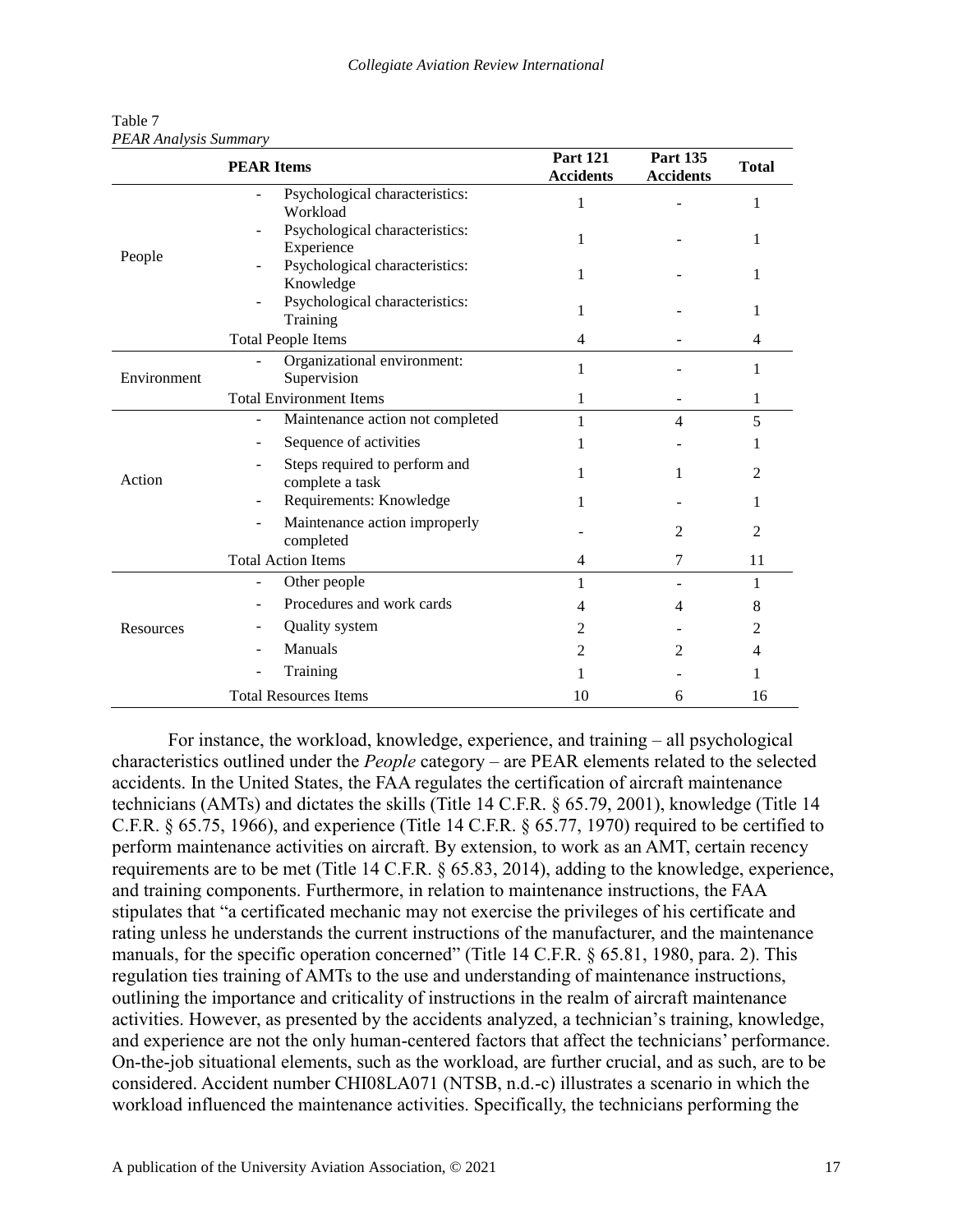Table 7
*PEAR Analysis Summary*

| PEAR Items | | Part 121 Accidents | Part 135 Accidents | Total |
|---|---|---|---|---|
| People | - Psychological characteristics: Workload | 1 | - | 1 |
| | - Psychological characteristics: Experience | 1 | - | 1 |
| | - Psychological characteristics: Knowledge | 1 | - | 1 |
| | - Psychological characteristics: Training | 1 | - | 1 |
| | Total People Items | 4 | - | 4 |
| Environment | - Organizational environment: Supervision | 1 | - | 1 |
| | Total Environment Items | 1 | - | 1 |
| Action | - Maintenance action not completed | 1 | 4 | 5 |
| | - Sequence of activities | 1 | - | 1 |
| | - Steps required to perform and complete a task | 1 | 1 | 2 |
| | - Requirements: Knowledge | 1 | - | 1 |
| | - Maintenance action improperly completed | - | 2 | 2 |
| | Total Action Items | 4 | 7 | 11 |
| Resources | - Other people | 1 | - | 1 |
| | - Procedures and work cards | 4 | 4 | 8 |
| | - Quality system | 2 | - | 2 |
| | - Manuals | 2 | 2 | 4 |
| | - Training | 1 | - | 1 |
| | Total Resources Items | 10 | 6 | 16 |

For instance, the workload, knowledge, experience, and training – all psychological characteristics outlined under the *People* category – are PEAR elements related to the selected accidents. In the United States, the FAA regulates the certification of aircraft maintenance technicians (AMTs) and dictates the skills (Title 14 C.F.R. § 65.79, 2001), knowledge (Title 14 C.F.R. § 65.75, 1966), and experience (Title 14 C.F.R. § 65.77, 1970) required to be certified to perform maintenance activities on aircraft. By extension, to work as an AMT, certain recency requirements are to be met (Title 14 C.F.R. § 65.83, 2014), adding to the knowledge, experience, and training components. Furthermore, in relation to maintenance instructions, the FAA stipulates that "a certificated mechanic may not exercise the privileges of his certificate and rating unless he understands the current instructions of the manufacturer, and the maintenance manuals, for the specific operation concerned" (Title 14 C.F.R. § 65.81, 1980, para. 2). This regulation ties training of AMTs to the use and understanding of maintenance instructions, outlining the importance and criticality of instructions in the realm of aircraft maintenance activities. However, as presented by the accidents analyzed, a technician's training, knowledge, and experience are not the only human-centered factors that affect the technicians' performance. On-the-job situational elements, such as the workload, are further crucial, and as such, are to be considered. Accident number CHI08LA071 (NTSB, n.d.-c) illustrates a scenario in which the workload influenced the maintenance activities. Specifically, the technicians performing the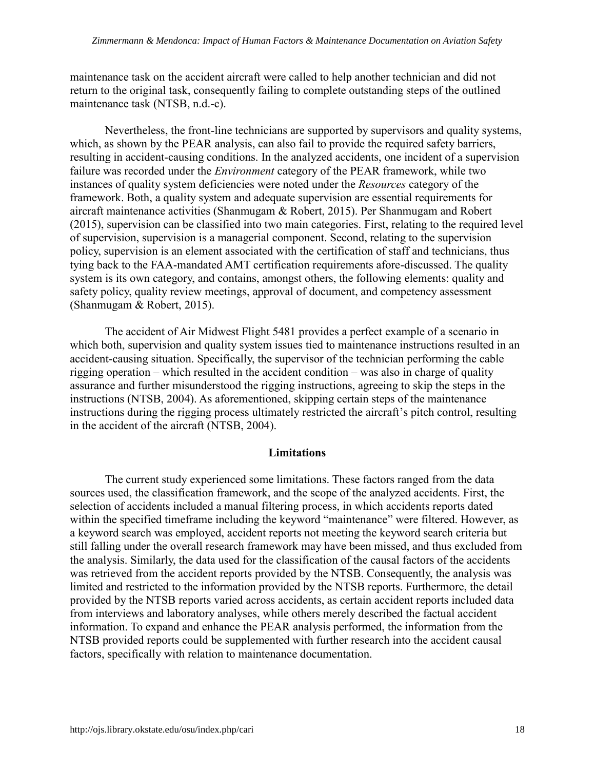maintenance task on the accident aircraft were called to help another technician and did not return to the original task, consequently failing to complete outstanding steps of the outlined maintenance task (NTSB, n.d.-c).

Nevertheless, the front-line technicians are supported by supervisors and quality systems, which, as shown by the PEAR analysis, can also fail to provide the required safety barriers, resulting in accident-causing conditions. In the analyzed accidents, one incident of a supervision failure was recorded under the *Environment* category of the PEAR framework, while two instances of quality system deficiencies were noted under the *Resources* category of the framework. Both, a quality system and adequate supervision are essential requirements for aircraft maintenance activities (Shanmugam & Robert, 2015). Per Shanmugam and Robert (2015), supervision can be classified into two main categories. First, relating to the required level of supervision, supervision is a managerial component. Second, relating to the supervision policy, supervision is an element associated with the certification of staff and technicians, thus tying back to the FAA-mandated AMT certification requirements afore-discussed. The quality system is its own category, and contains, amongst others, the following elements: quality and safety policy, quality review meetings, approval of document, and competency assessment (Shanmugam & Robert, 2015).

The accident of Air Midwest Flight 5481 provides a perfect example of a scenario in which both, supervision and quality system issues tied to maintenance instructions resulted in an accident-causing situation. Specifically, the supervisor of the technician performing the cable rigging operation – which resulted in the accident condition – was also in charge of quality assurance and further misunderstood the rigging instructions, agreeing to skip the steps in the instructions (NTSB, 2004). As aforementioned, skipping certain steps of the maintenance instructions during the rigging process ultimately restricted the aircraft's pitch control, resulting in the accident of the aircraft (NTSB, 2004).

## Limitations

The current study experienced some limitations. These factors ranged from the data sources used, the classification framework, and the scope of the analyzed accidents. First, the selection of accidents included a manual filtering process, in which accidents reports dated within the specified timeframe including the keyword "maintenance" were filtered. However, as a keyword search was employed, accident reports not meeting the keyword search criteria but still falling under the overall research framework may have been missed, and thus excluded from the analysis. Similarly, the data used for the classification of the causal factors of the accidents was retrieved from the accident reports provided by the NTSB. Consequently, the analysis was limited and restricted to the information provided by the NTSB reports. Furthermore, the detail provided by the NTSB reports varied across accidents, as certain accident reports included data from interviews and laboratory analyses, while others merely described the factual accident information. To expand and enhance the PEAR analysis performed, the information from the NTSB provided reports could be supplemented with further research into the accident causal factors, specifically with relation to maintenance documentation.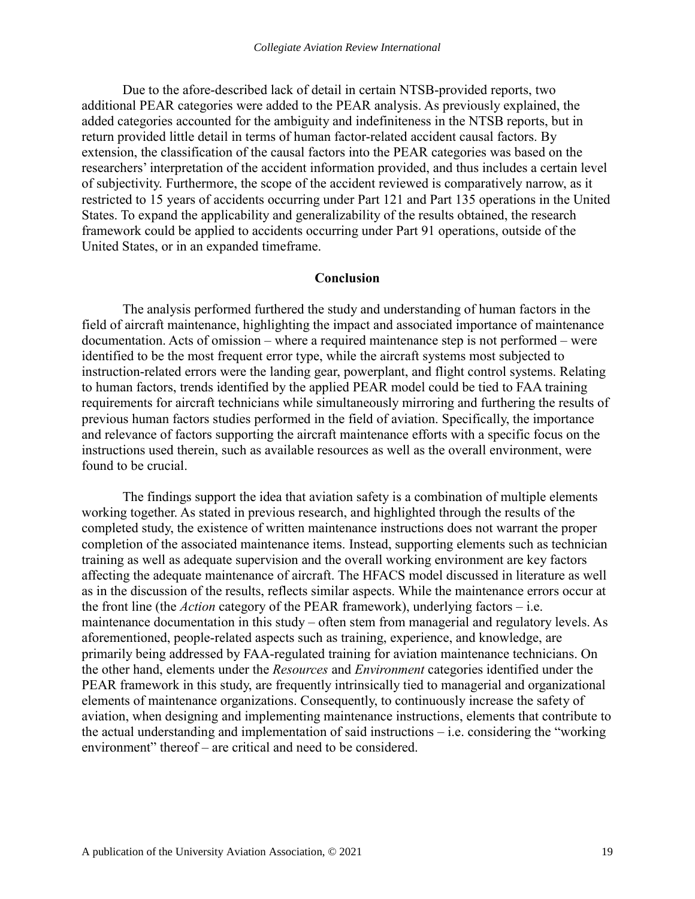Due to the afore-described lack of detail in certain NTSB-provided reports, two additional PEAR categories were added to the PEAR analysis. As previously explained, the added categories accounted for the ambiguity and indefiniteness in the NTSB reports, but in return provided little detail in terms of human factor-related accident causal factors. By extension, the classification of the causal factors into the PEAR categories was based on the researchers' interpretation of the accident information provided, and thus includes a certain level of subjectivity. Furthermore, the scope of the accident reviewed is comparatively narrow, as it restricted to 15 years of accidents occurring under Part 121 and Part 135 operations in the United States. To expand the applicability and generalizability of the results obtained, the research framework could be applied to accidents occurring under Part 91 operations, outside of the United States, or in an expanded timeframe.

## Conclusion

The analysis performed furthered the study and understanding of human factors in the field of aircraft maintenance, highlighting the impact and associated importance of maintenance documentation. Acts of omission – where a required maintenance step is not performed – were identified to be the most frequent error type, while the aircraft systems most subjected to instruction-related errors were the landing gear, powerplant, and flight control systems. Relating to human factors, trends identified by the applied PEAR model could be tied to FAA training requirements for aircraft technicians while simultaneously mirroring and furthering the results of previous human factors studies performed in the field of aviation. Specifically, the importance and relevance of factors supporting the aircraft maintenance efforts with a specific focus on the instructions used therein, such as available resources as well as the overall environment, were found to be crucial.

The findings support the idea that aviation safety is a combination of multiple elements working together. As stated in previous research, and highlighted through the results of the completed study, the existence of written maintenance instructions does not warrant the proper completion of the associated maintenance items. Instead, supporting elements such as technician training as well as adequate supervision and the overall working environment are key factors affecting the adequate maintenance of aircraft. The HFACS model discussed in literature as well as in the discussion of the results, reflects similar aspects. While the maintenance errors occur at the front line (the *Action* category of the PEAR framework), underlying factors – i.e. maintenance documentation in this study – often stem from managerial and regulatory levels. As aforementioned, people-related aspects such as training, experience, and knowledge, are primarily being addressed by FAA-regulated training for aviation maintenance technicians. On the other hand, elements under the *Resources* and *Environment* categories identified under the PEAR framework in this study, are frequently intrinsically tied to managerial and organizational elements of maintenance organizations. Consequently, to continuously increase the safety of aviation, when designing and implementing maintenance instructions, elements that contribute to the actual understanding and implementation of said instructions – i.e. considering the "working environment" thereof – are critical and need to be considered.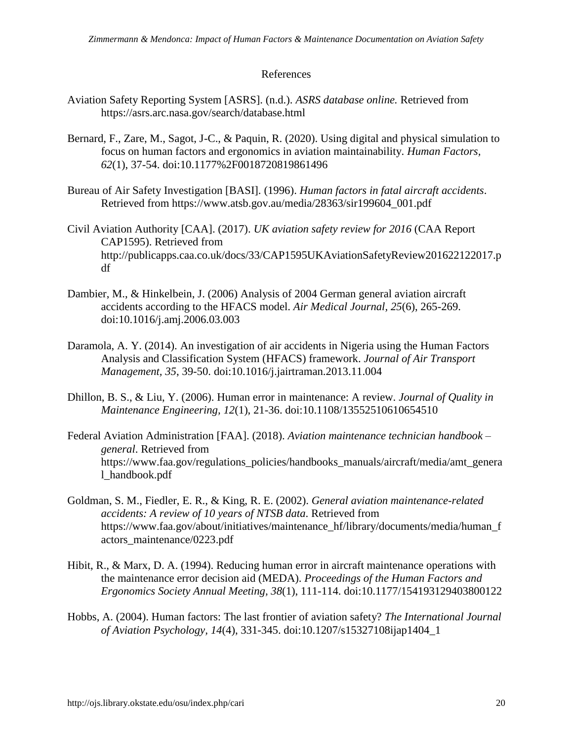## References

Aviation Safety Reporting System [ASRS]. (n.d.). *ASRS database online.* Retrieved from https://asrs.arc.nasa.gov/search/database.html

Bernard, F., Zare, M., Sagot, J-C., & Paquin, R. (2020). Using digital and physical simulation to focus on human factors and ergonomics in aviation maintainability. *Human Factors, 62*(1), 37-54. doi:10.1177%2F0018720819861496

Bureau of Air Safety Investigation [BASI]. (1996). *Human factors in fatal aircraft accidents*. Retrieved from https://www.atsb.gov.au/media/28363/sir199604_001.pdf

Civil Aviation Authority [CAA]. (2017). *UK aviation safety review for 2016* (CAA Report CAP1595). Retrieved from http://publicapps.caa.co.uk/docs/33/CAP1595UKAviationSafetyReview201622122017.pdf

Dambier, M., & Hinkelbein, J. (2006) Analysis of 2004 German general aviation aircraft accidents according to the HFACS model. *Air Medical Journal, 25*(6), 265-269. doi:10.1016/j.amj.2006.03.003

Daramola, A. Y. (2014). An investigation of air accidents in Nigeria using the Human Factors Analysis and Classification System (HFACS) framework. *Journal of Air Transport Management, 35*, 39-50. doi:10.1016/j.jairtraman.2013.11.004

Dhillon, B. S., & Liu, Y. (2006). Human error in maintenance: A review. *Journal of Quality in Maintenance Engineering, 12*(1), 21-36. doi:10.1108/13552510610654510

Federal Aviation Administration [FAA]. (2018). *Aviation maintenance technician handbook – general*. Retrieved from https://www.faa.gov/regulations_policies/handbooks_manuals/aircraft/media/amt_general_handbook.pdf

Goldman, S. M., Fiedler, E. R., & King, R. E. (2002). *General aviation maintenance-related accidents: A review of 10 years of NTSB data*. Retrieved from https://www.faa.gov/about/initiatives/maintenance_hf/library/documents/media/human_factors_maintenance/0223.pdf

Hibit, R., & Marx, D. A. (1994). Reducing human error in aircraft maintenance operations with the maintenance error decision aid (MEDA). *Proceedings of the Human Factors and Ergonomics Society Annual Meeting, 38*(1), 111-114. doi:10.1177/154193129403800122

Hobbs, A. (2004). Human factors: The last frontier of aviation safety? *The International Journal of Aviation Psychology, 14*(4), 331-345. doi:10.1207/s15327108ijap1404_1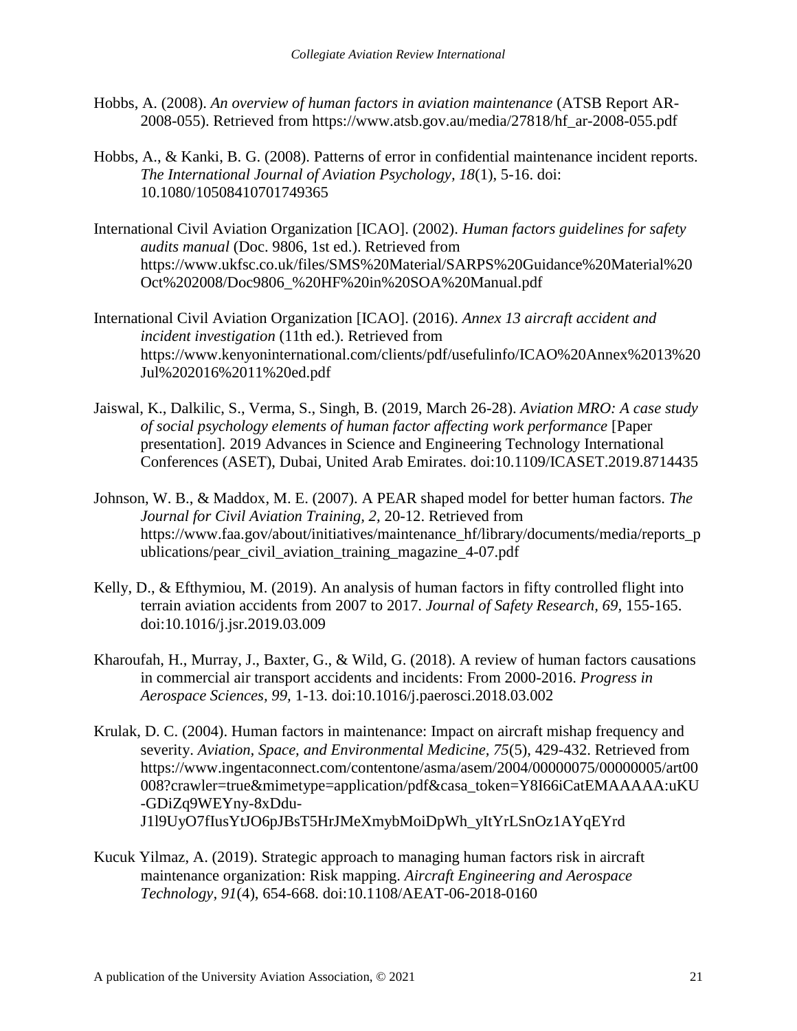Hobbs, A. (2008). *An overview of human factors in aviation maintenance* (ATSB Report AR-2008-055). Retrieved from https://www.atsb.gov.au/media/27818/hf_ar-2008-055.pdf

Hobbs, A., & Kanki, B. G. (2008). Patterns of error in confidential maintenance incident reports. *The International Journal of Aviation Psychology, 18*(1), 5-16. doi: 10.1080/10508410701749365

International Civil Aviation Organization [ICAO]. (2002). *Human factors guidelines for safety audits manual* (Doc. 9806, 1st ed.). Retrieved from https://www.ukfsc.co.uk/files/SMS%20Material/SARPS%20Guidance%20Material%20Oct%202008/Doc9806_%20HF%20in%20SOA%20Manual.pdf

International Civil Aviation Organization [ICAO]. (2016). *Annex 13 aircraft accident and incident investigation* (11th ed.). Retrieved from https://www.kenyoninternational.com/clients/pdf/usefulinfo/ICAO%20Annex%2013%20Jul%202016%2011%20ed.pdf

Jaiswal, K., Dalkilic, S., Verma, S., Singh, B. (2019, March 26-28). *Aviation MRO: A case study of social psychology elements of human factor affecting work performance* [Paper presentation]. 2019 Advances in Science and Engineering Technology International Conferences (ASET), Dubai, United Arab Emirates. doi:10.1109/ICASET.2019.8714435

Johnson, W. B., & Maddox, M. E. (2007). A PEAR shaped model for better human factors. *The Journal for Civil Aviation Training, 2,* 20-12. Retrieved from https://www.faa.gov/about/initiatives/maintenance_hf/library/documents/media/reports_publications/pear_civil_aviation_training_magazine_4-07.pdf

Kelly, D., & Efthymiou, M. (2019). An analysis of human factors in fifty controlled flight into terrain aviation accidents from 2007 to 2017. *Journal of Safety Research, 69,* 155-165. doi:10.1016/j.jsr.2019.03.009

Kharoufah, H., Murray, J., Baxter, G., & Wild, G. (2018). A review of human factors causations in commercial air transport accidents and incidents: From 2000-2016. *Progress in Aerospace Sciences, 99,* 1-13. doi:10.1016/j.paerosci.2018.03.002

Krulak, D. C. (2004). Human factors in maintenance: Impact on aircraft mishap frequency and severity. *Aviation, Space, and Environmental Medicine, 75*(5), 429-432. Retrieved from https://www.ingentaconnect.com/contentone/asma/asem/2004/00000075/00000005/art00008?crawler=true&mimetype=application/pdf&casa_token=Y8I66iCatEMAAAAA:uKU-GDiZq9WEYny-8xDdu-J1l9UyO7fIusYtJO6pJBsT5HrJMeXmybMoiDpWh_yItYrLSnOz1AYqEYrd

Kucuk Yilmaz, A. (2019). Strategic approach to managing human factors risk in aircraft maintenance organization: Risk mapping. *Aircraft Engineering and Aerospace Technology, 91*(4), 654-668. doi:10.1108/AEAT-06-2018-0160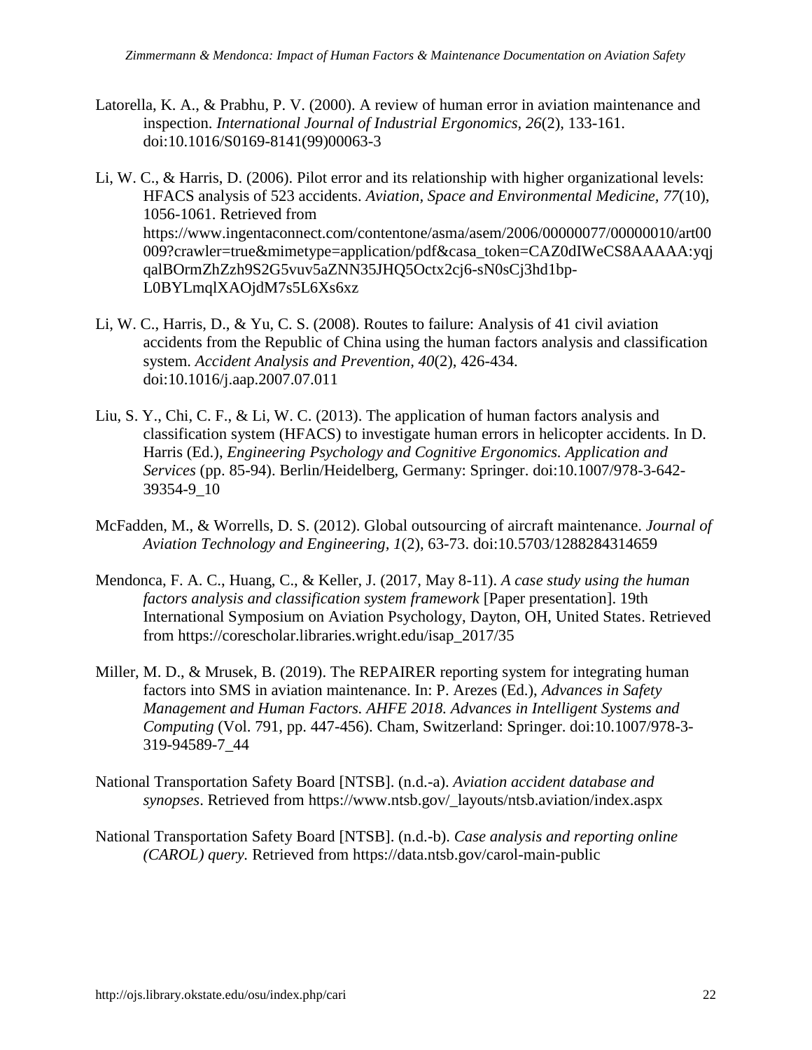Latorella, K. A., & Prabhu, P. V. (2000). A review of human error in aviation maintenance and inspection. *International Journal of Industrial Ergonomics, 26*(2), 133-161. doi:10.1016/S0169-8141(99)00063-3

Li, W. C., & Harris, D. (2006). Pilot error and its relationship with higher organizational levels: HFACS analysis of 523 accidents. *Aviation, Space and Environmental Medicine, 77*(10), 1056-1061. Retrieved from https://www.ingentaconnect.com/contentone/asma/asem/2006/00000077/00000010/art00009?crawler=true&mimetype=application/pdf&casa_token=CAZ0dIWeCS8AAAAA:yqjqalBOrmZhZzh9S2G5vuv5aZNN35JHQ5Octx2cj6-sN0sCj3hd1bp-L0BYLmqlXAOjdM7s5L6Xs6xz

Li, W. C., Harris, D., & Yu, C. S. (2008). Routes to failure: Analysis of 41 civil aviation accidents from the Republic of China using the human factors analysis and classification system. *Accident Analysis and Prevention, 40*(2), 426-434. doi:10.1016/j.aap.2007.07.011

Liu, S. Y., Chi, C. F., & Li, W. C. (2013). The application of human factors analysis and classification system (HFACS) to investigate human errors in helicopter accidents. In D. Harris (Ed.), *Engineering Psychology and Cognitive Ergonomics. Application and Services* (pp. 85-94). Berlin/Heidelberg, Germany: Springer. doi:10.1007/978-3-642-39354-9_10

McFadden, M., & Worrells, D. S. (2012). Global outsourcing of aircraft maintenance. *Journal of Aviation Technology and Engineering, 1*(2), 63-73. doi:10.5703/1288284314659

Mendonca, F. A. C., Huang, C., & Keller, J. (2017, May 8-11). *A case study using the human factors analysis and classification system framework* [Paper presentation]. 19th International Symposium on Aviation Psychology, Dayton, OH, United States. Retrieved from https://corescholar.libraries.wright.edu/isap_2017/35

Miller, M. D., & Mrusek, B. (2019). The REPAIRER reporting system for integrating human factors into SMS in aviation maintenance. In: P. Arezes (Ed.), *Advances in Safety Management and Human Factors. AHFE 2018. Advances in Intelligent Systems and Computing* (Vol. 791, pp. 447-456). Cham, Switzerland: Springer. doi:10.1007/978-3-319-94589-7_44

National Transportation Safety Board [NTSB]. (n.d.-a). *Aviation accident database and synopses*. Retrieved from https://www.ntsb.gov/_layouts/ntsb.aviation/index.aspx

National Transportation Safety Board [NTSB]. (n.d.-b). *Case analysis and reporting online (CAROL) query.* Retrieved from https://data.ntsb.gov/carol-main-public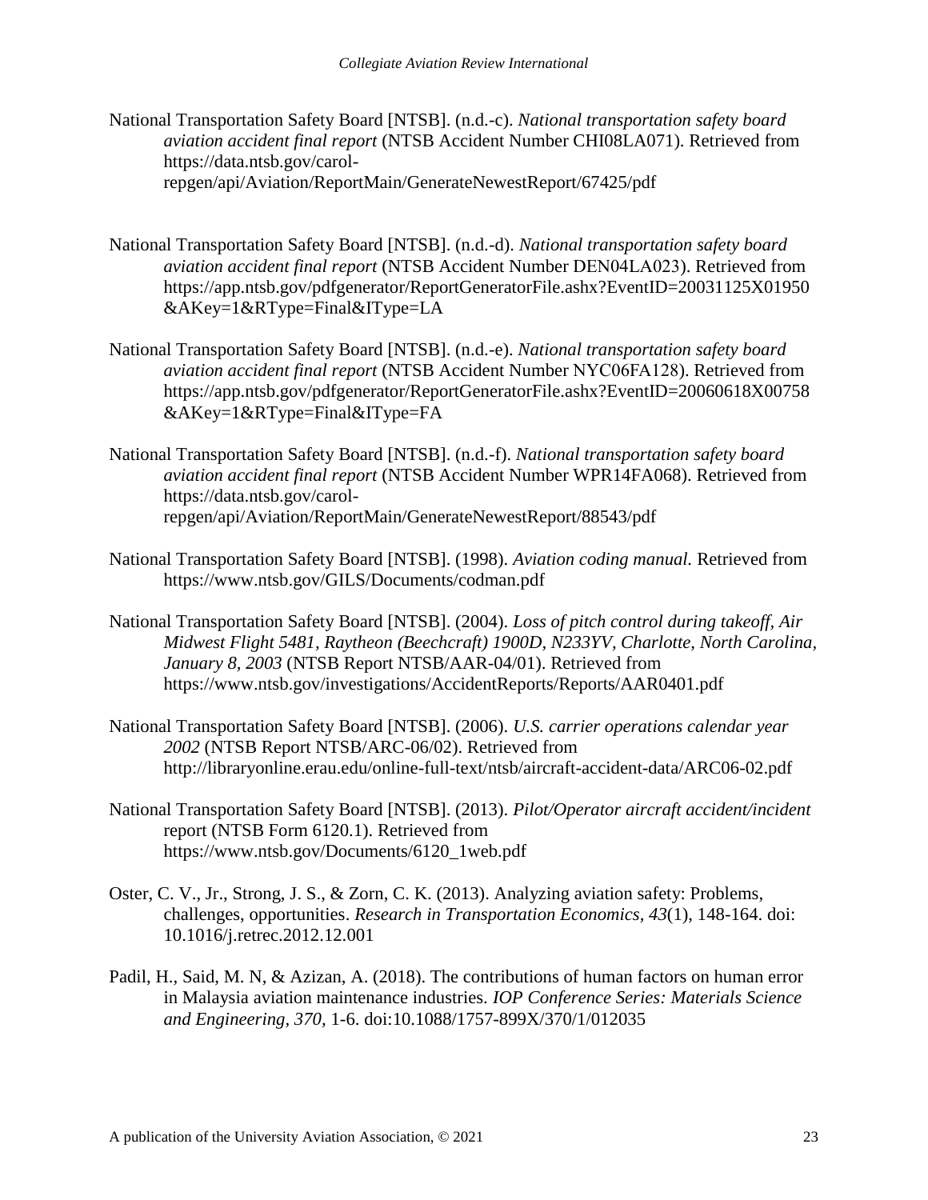National Transportation Safety Board [NTSB]. (n.d.-c). *National transportation safety board aviation accident final report* (NTSB Accident Number CHI08LA071). Retrieved from https://data.ntsb.gov/carol-repgen/api/Aviation/ReportMain/GenerateNewestReport/67425/pdf

National Transportation Safety Board [NTSB]. (n.d.-d). *National transportation safety board aviation accident final report* (NTSB Accident Number DEN04LA023). Retrieved from https://app.ntsb.gov/pdfgenerator/ReportGeneratorFile.ashx?EventID=20031125X01950&AKey=1&RType=Final&IType=LA

National Transportation Safety Board [NTSB]. (n.d.-e). *National transportation safety board aviation accident final report* (NTSB Accident Number NYC06FA128). Retrieved from https://app.ntsb.gov/pdfgenerator/ReportGeneratorFile.ashx?EventID=20060618X00758&AKey=1&RType=Final&IType=FA

National Transportation Safety Board [NTSB]. (n.d.-f). *National transportation safety board aviation accident final report* (NTSB Accident Number WPR14FA068). Retrieved from https://data.ntsb.gov/carol-repgen/api/Aviation/ReportMain/GenerateNewestReport/88543/pdf

National Transportation Safety Board [NTSB]. (1998). *Aviation coding manual.* Retrieved from https://www.ntsb.gov/GILS/Documents/codman.pdf

National Transportation Safety Board [NTSB]. (2004). *Loss of pitch control during takeoff, Air Midwest Flight 5481, Raytheon (Beechcraft) 1900D, N233YV, Charlotte, North Carolina, January 8, 2003* (NTSB Report NTSB/AAR-04/01). Retrieved from https://www.ntsb.gov/investigations/AccidentReports/Reports/AAR0401.pdf

National Transportation Safety Board [NTSB]. (2006). *U.S. carrier operations calendar year 2002* (NTSB Report NTSB/ARC-06/02). Retrieved from http://libraryonline.erau.edu/online-full-text/ntsb/aircraft-accident-data/ARC06-02.pdf

National Transportation Safety Board [NTSB]. (2013). *Pilot/Operator aircraft accident/incident* report (NTSB Form 6120.1). Retrieved from https://www.ntsb.gov/Documents/6120_1web.pdf

Oster, C. V., Jr., Strong, J. S., & Zorn, C. K. (2013). Analyzing aviation safety: Problems, challenges, opportunities. *Research in Transportation Economics, 43*(1), 148-164. doi: 10.1016/j.retrec.2012.12.001

Padil, H., Said, M. N, & Azizan, A. (2018). The contributions of human factors on human error in Malaysia aviation maintenance industries. *IOP Conference Series: Materials Science and Engineering, 370,* 1-6. doi:10.1088/1757-899X/370/1/012035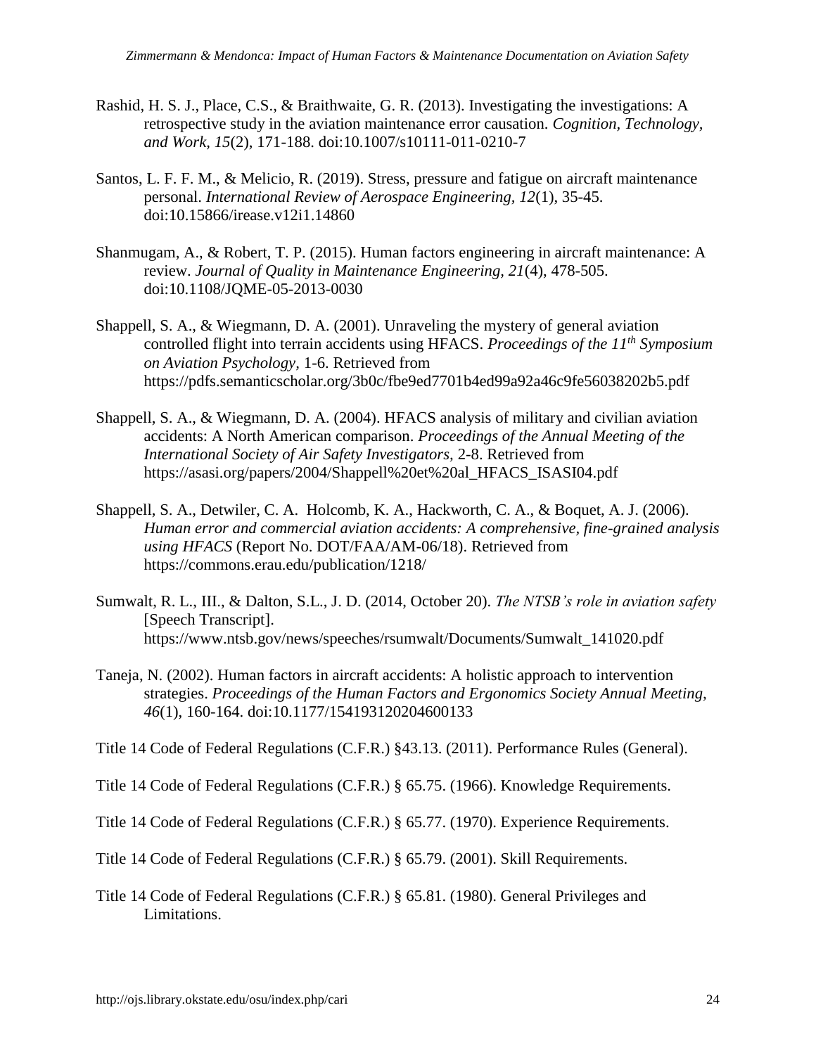Rashid, H. S. J., Place, C.S., & Braithwaite, G. R. (2013). Investigating the investigations: A retrospective study in the aviation maintenance error causation. *Cognition, Technology, and Work, 15*(2), 171-188. doi:10.1007/s10111-011-0210-7

Santos, L. F. F. M., & Melicio, R. (2019). Stress, pressure and fatigue on aircraft maintenance personal. *International Review of Aerospace Engineering, 12*(1), 35-45. doi:10.15866/irease.v12i1.14860

Shanmugam, A., & Robert, T. P. (2015). Human factors engineering in aircraft maintenance: A review. *Journal of Quality in Maintenance Engineering, 21*(4), 478-505. doi:10.1108/JQME-05-2013-0030

Shappell, S. A., & Wiegmann, D. A. (2001). Unraveling the mystery of general aviation controlled flight into terrain accidents using HFACS. *Proceedings of the 11th Symposium on Aviation Psychology,* 1-6. Retrieved from https://pdfs.semanticscholar.org/3b0c/fbe9ed7701b4ed99a92a46c9fe56038202b5.pdf

Shappell, S. A., & Wiegmann, D. A. (2004). HFACS analysis of military and civilian aviation accidents: A North American comparison. *Proceedings of the Annual Meeting of the International Society of Air Safety Investigators,* 2-8. Retrieved from https://asasi.org/papers/2004/Shappell%20et%20al_HFACS_ISASI04.pdf

Shappell, S. A., Detwiler, C. A. Holcomb, K. A., Hackworth, C. A., & Boquet, A. J. (2006). *Human error and commercial aviation accidents: A comprehensive, fine-grained analysis using HFACS* (Report No. DOT/FAA/AM-06/18). Retrieved from https://commons.erau.edu/publication/1218/

Sumwalt, R. L., III., & Dalton, S.L., J. D. (2014, October 20). *The NTSB's role in aviation safety* [Speech Transcript]. https://www.ntsb.gov/news/speeches/rsumwalt/Documents/Sumwalt_141020.pdf

Taneja, N. (2002). Human factors in aircraft accidents: A holistic approach to intervention strategies. *Proceedings of the Human Factors and Ergonomics Society Annual Meeting, 46*(1), 160-164. doi:10.1177/154193120204600133

Title 14 Code of Federal Regulations (C.F.R.) §43.13. (2011). Performance Rules (General).

Title 14 Code of Federal Regulations (C.F.R.) § 65.75. (1966). Knowledge Requirements.

Title 14 Code of Federal Regulations (C.F.R.) § 65.77. (1970). Experience Requirements.

Title 14 Code of Federal Regulations (C.F.R.) § 65.79. (2001). Skill Requirements.

Title 14 Code of Federal Regulations (C.F.R.) § 65.81. (1980). General Privileges and Limitations.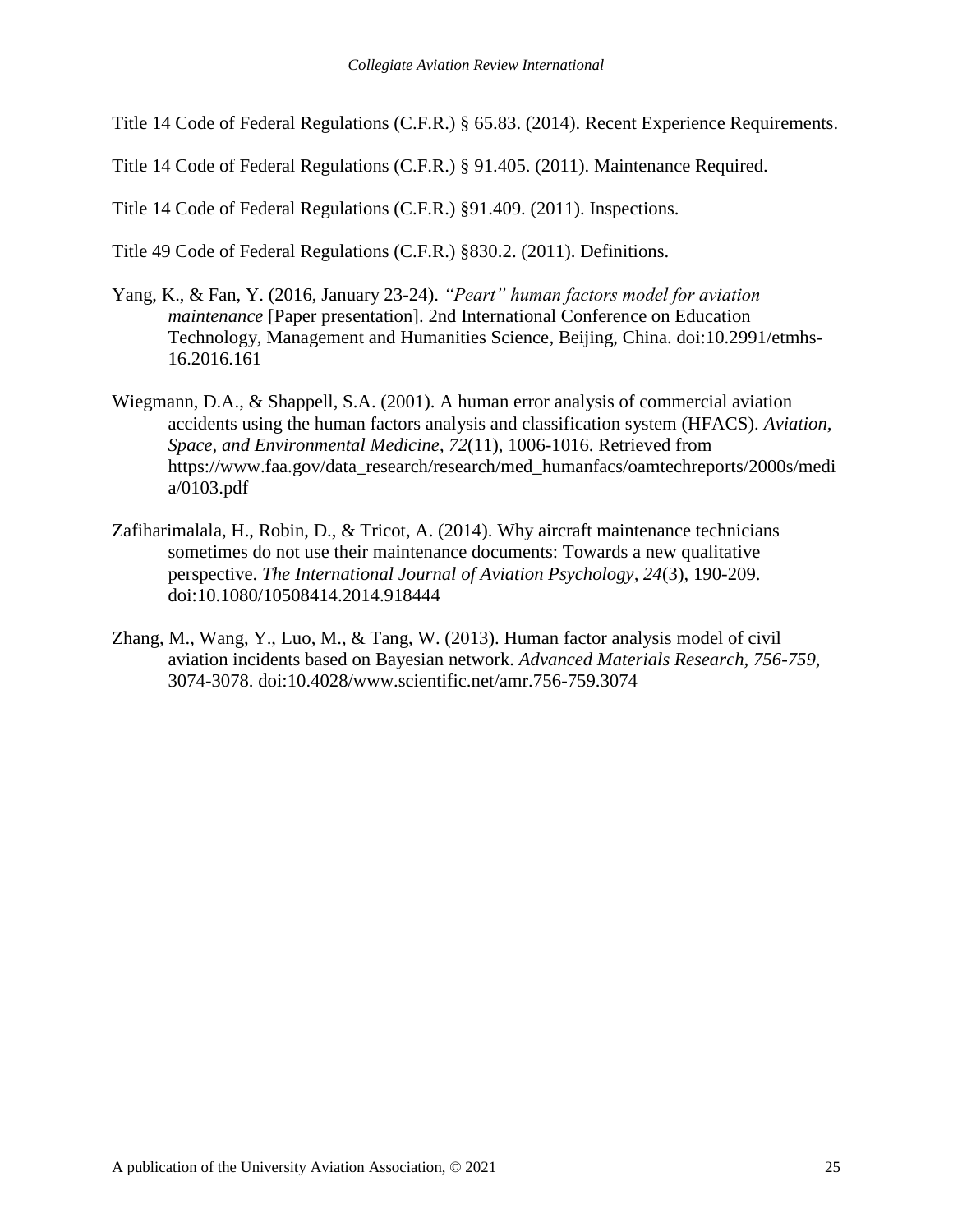Title 14 Code of Federal Regulations (C.F.R.) § 65.83. (2014). Recent Experience Requirements.

Title 14 Code of Federal Regulations (C.F.R.) § 91.405. (2011). Maintenance Required.

Title 14 Code of Federal Regulations (C.F.R.) §91.409. (2011). Inspections.

Title 49 Code of Federal Regulations (C.F.R.) §830.2. (2011). Definitions.

Yang, K., & Fan, Y. (2016, January 23-24). *"Peart" human factors model for aviation maintenance* [Paper presentation]. 2nd International Conference on Education Technology, Management and Humanities Science, Beijing, China. doi:10.2991/etmhs-16.2016.161

Wiegmann, D.A., & Shappell, S.A. (2001). A human error analysis of commercial aviation accidents using the human factors analysis and classification system (HFACS). *Aviation, Space, and Environmental Medicine*, *72*(11), 1006-1016. Retrieved from https://www.faa.gov/data_research/research/med_humanfacs/oamtechreports/2000s/media/0103.pdf

Zafiharimalala, H., Robin, D., & Tricot, A. (2014). Why aircraft maintenance technicians sometimes do not use their maintenance documents: Towards a new qualitative perspective. *The International Journal of Aviation Psychology*, *24*(3), 190-209. doi:10.1080/10508414.2014.918444

Zhang, M., Wang, Y., Luo, M., & Tang, W. (2013). Human factor analysis model of civil aviation incidents based on Bayesian network. *Advanced Materials Research*, *756-759*, 3074-3078. doi:10.4028/www.scientific.net/amr.756-759.3074